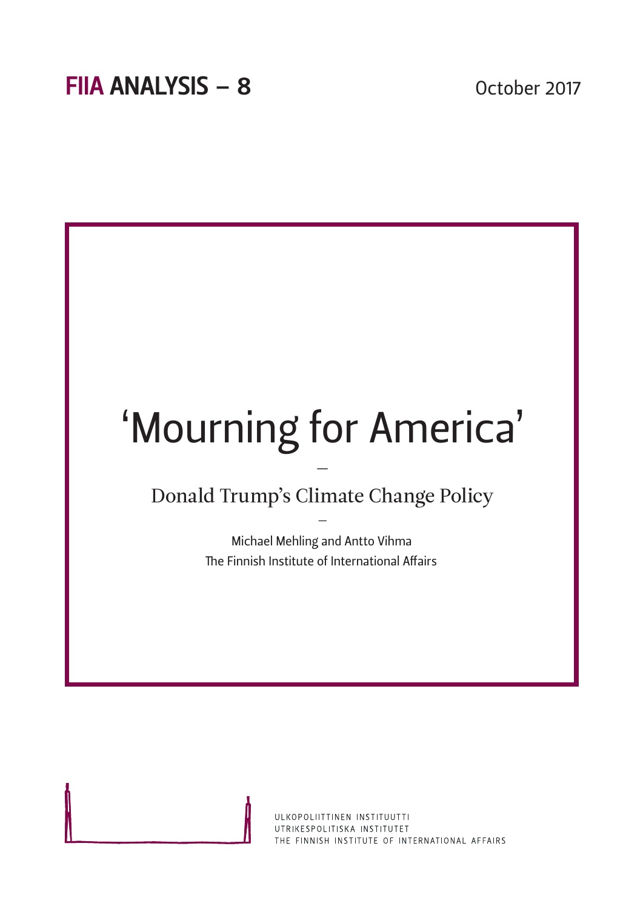**FIIA ANALYSIS – 8**

October 2017

# 'Mourning for America'

–

## Donald Trump's Climate Change Policy

–

Michael Mehling and Antto Vihma

The Finnish Institute of International Affairs

ULKOPOLIITTINEN INSTITUUTTI
UTRIKESPOLITISKA INSTITUTET
THE FINNISH INSTITUTE OF INTERNATIONAL AFFAIRS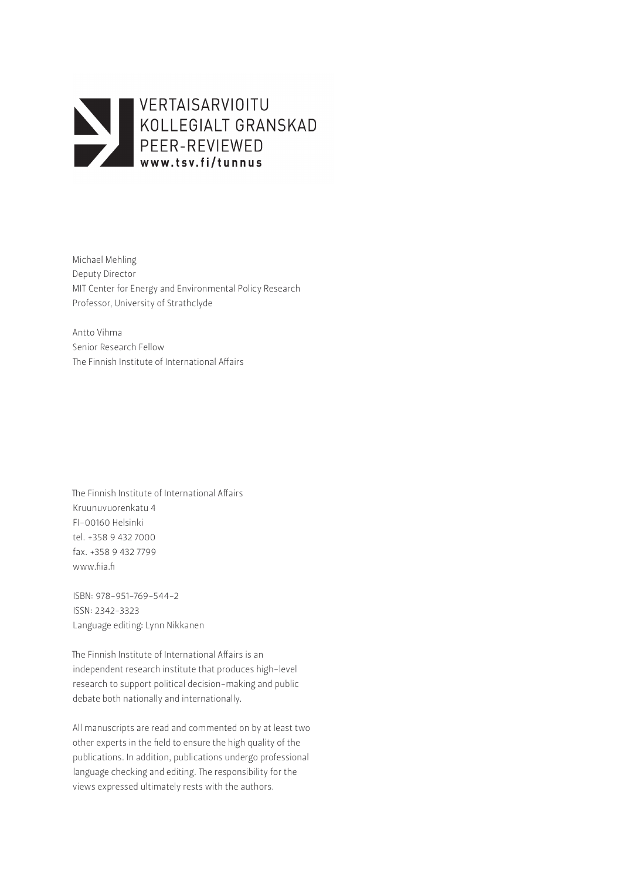VERTAISARVIOITU
KOLLEGIALT GRANSKAD
PEER-REVIEWED
**www.tsv.fi/tunnus**

Michael Mehling
Deputy Director
MIT Center for Energy and Environmental Policy Research
Professor, University of Strathclyde

Antto Vihma
Senior Research Fellow
The Finnish Institute of International Affairs

The Finnish Institute of International Affairs
Kruunuvuorenkatu 4
FI-00160 Helsinki
tel. +358 9 432 7000
fax. +358 9 432 7799
www.fiia.fi

ISBN: 978-951-769-544-2
ISSN: 2342-3323
Language editing: Lynn Nikkanen

The Finnish Institute of International Affairs is an independent research institute that produces high-level research to support political decision-making and public debate both nationally and internationally.

All manuscripts are read and commented on by at least two other experts in the field to ensure the high quality of the publications. In addition, publications undergo professional language checking and editing. The responsibility for the views expressed ultimately rests with the authors.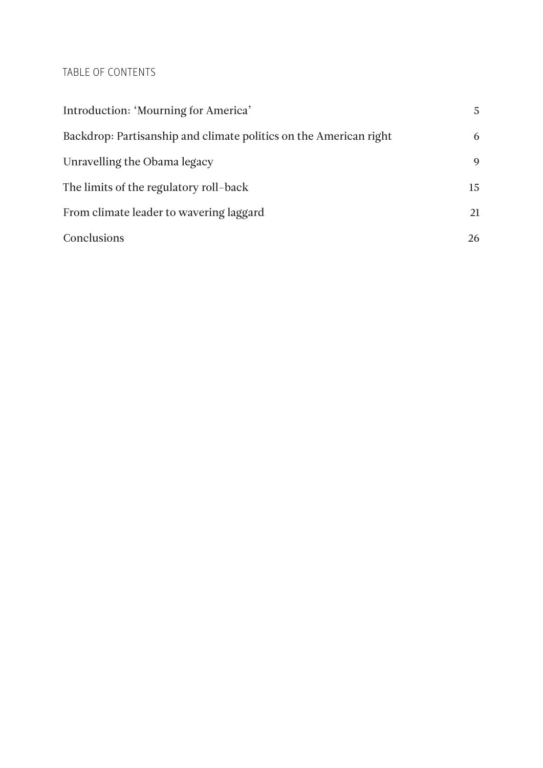# TABLE OF CONTENTS

| | |
|---|---|
| Introduction: 'Mourning for America' | 5 |
| Backdrop: Partisanship and climate politics on the American right | 6 |
| Unravelling the Obama legacy | 9 |
| The limits of the regulatory roll-back | 15 |
| From climate leader to wavering laggard | 21 |
| Conclusions | 26 |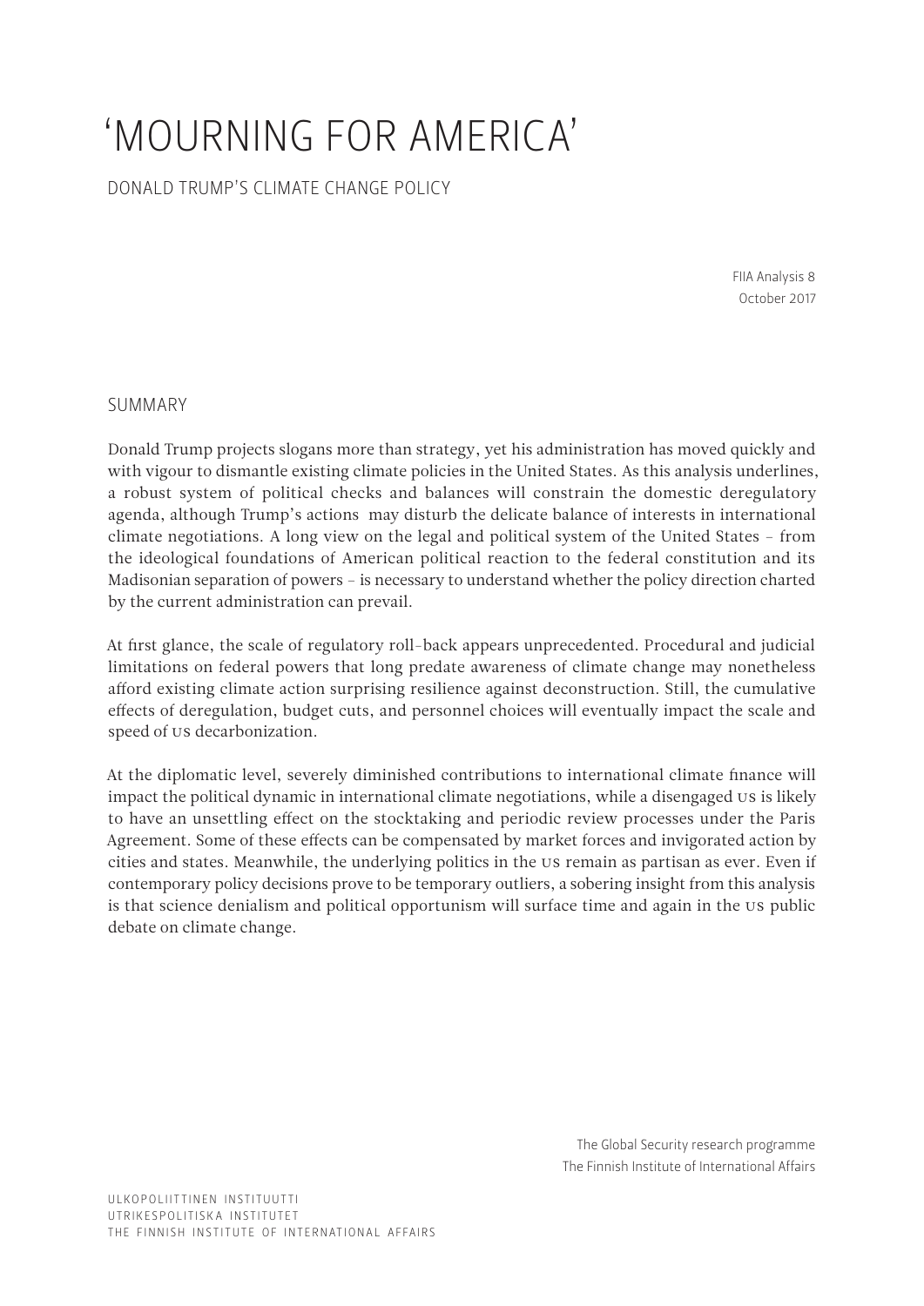# 'MOURNING FOR AMERICA'

DONALD TRUMP'S CLIMATE CHANGE POLICY

FIIA Analysis 8
October 2017

## SUMMARY

Donald Trump projects slogans more than strategy, yet his administration has moved quickly and with vigour to dismantle existing climate policies in the United States. As this analysis underlines, a robust system of political checks and balances will constrain the domestic deregulatory agenda, although Trump's actions may disturb the delicate balance of interests in international climate negotiations. A long view on the legal and political system of the United States – from the ideological foundations of American political reaction to the federal constitution and its Madisonian separation of powers – is necessary to understand whether the policy direction charted by the current administration can prevail.

At first glance, the scale of regulatory roll-back appears unprecedented. Procedural and judicial limitations on federal powers that long predate awareness of climate change may nonetheless afford existing climate action surprising resilience against deconstruction. Still, the cumulative effects of deregulation, budget cuts, and personnel choices will eventually impact the scale and speed of US decarbonization.

At the diplomatic level, severely diminished contributions to international climate finance will impact the political dynamic in international climate negotiations, while a disengaged US is likely to have an unsettling effect on the stocktaking and periodic review processes under the Paris Agreement. Some of these effects can be compensated by market forces and invigorated action by cities and states. Meanwhile, the underlying politics in the US remain as partisan as ever. Even if contemporary policy decisions prove to be temporary outliers, a sobering insight from this analysis is that science denialism and political opportunism will surface time and again in the US public debate on climate change.

The Global Security research programme
The Finnish Institute of International Affairs

ULKOPOLIITTINEN INSTITUUTTI
UTRIKESPOLITISKA INSTITUTET
THE FINNISH INSTITUTE OF INTERNATIONAL AFFAIRS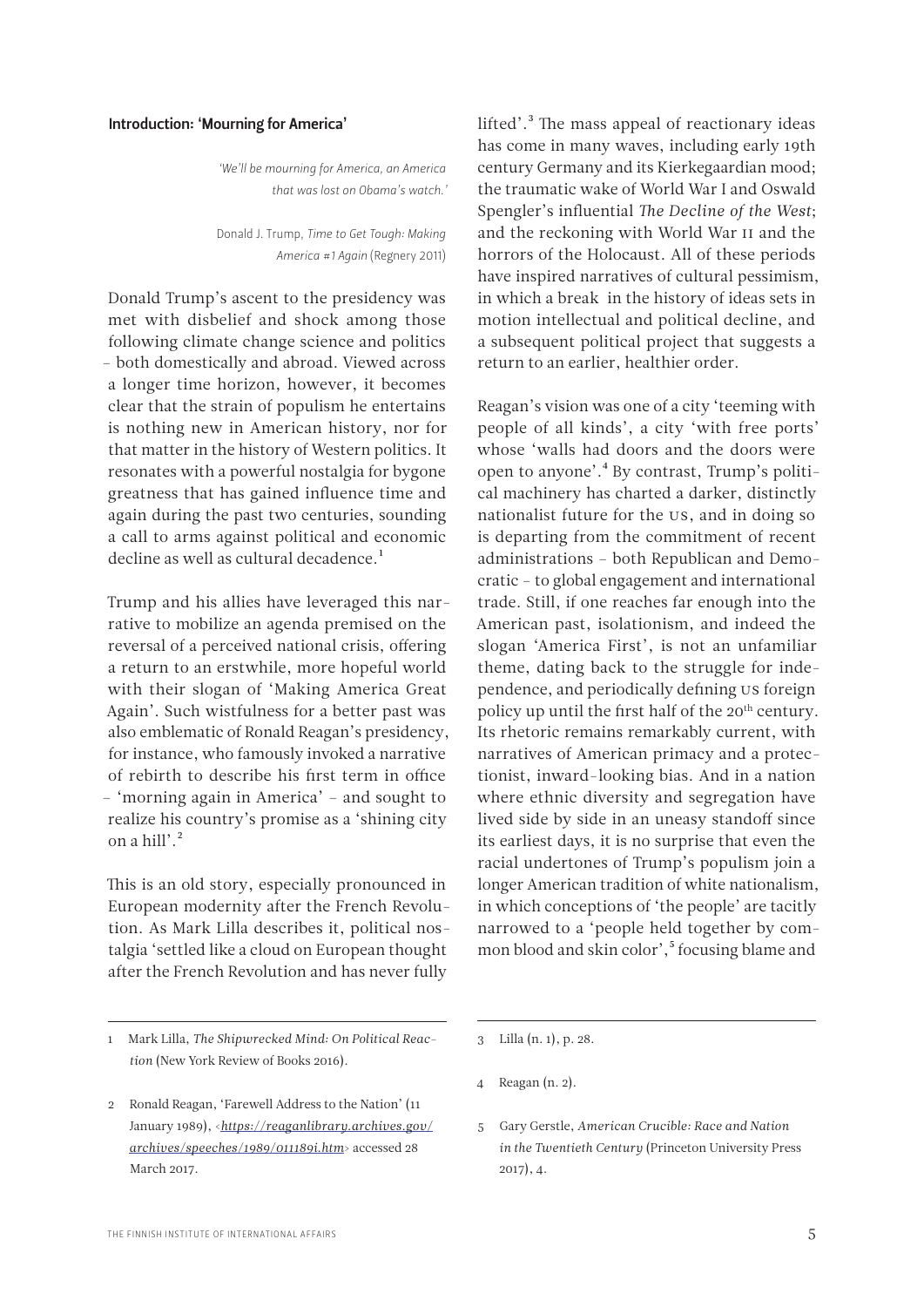## Introduction: 'Mourning for America'

> *'We'll be mourning for America, an America that was lost on Obama's watch.'*
>
> Donald J. Trump, *Time to Get Tough: Making America #1 Again* (Regnery 2011)

Donald Trump's ascent to the presidency was met with disbelief and shock among those following climate change science and politics – both domestically and abroad. Viewed across a longer time horizon, however, it becomes clear that the strain of populism he entertains is nothing new in American history, nor for that matter in the history of Western politics. It resonates with a powerful nostalgia for bygone greatness that has gained influence time and again during the past two centuries, sounding a call to arms against political and economic decline as well as cultural decadence.[1]

Trump and his allies have leveraged this narrative to mobilize an agenda premised on the reversal of a perceived national crisis, offering a return to an erstwhile, more hopeful world with their slogan of 'Making America Great Again'. Such wistfulness for a better past was also emblematic of Ronald Reagan's presidency, for instance, who famously invoked a narrative of rebirth to describe his first term in office – 'morning again in America' – and sought to realize his country's promise as a 'shining city on a hill'.[2]

This is an old story, especially pronounced in European modernity after the French Revolution. As Mark Lilla describes it, political nostalgia 'settled like a cloud on European thought after the French Revolution and has never fully lifted'.[3] The mass appeal of reactionary ideas has come in many waves, including early 19th century Germany and its Kierkegaardian mood; the traumatic wake of World War I and Oswald Spengler's influential *The Decline of the West*; and the reckoning with World War II and the horrors of the Holocaust. All of these periods have inspired narratives of cultural pessimism, in which a break in the history of ideas sets in motion intellectual and political decline, and a subsequent political project that suggests a return to an earlier, healthier order.

Reagan's vision was one of a city 'teeming with people of all kinds', a city 'with free ports' whose 'walls had doors and the doors were open to anyone'.[4] By contrast, Trump's political machinery has charted a darker, distinctly nationalist future for the US, and in doing so is departing from the commitment of recent administrations – both Republican and Democratic – to global engagement and international trade. Still, if one reaches far enough into the American past, isolationism, and indeed the slogan 'America First', is not an unfamiliar theme, dating back to the struggle for independence, and periodically defining US foreign policy up until the first half of the 20th century. Its rhetoric remains remarkably current, with narratives of American primacy and a protectionist, inward-looking bias. And in a nation where ethnic diversity and segregation have lived side by side in an uneasy standoff since its earliest days, it is no surprise that even the racial undertones of Trump's populism join a longer American tradition of white nationalism, in which conceptions of 'the people' are tacitly narrowed to a 'people held together by common blood and skin color',[5] focusing blame and

---

1 Mark Lilla, *The Shipwrecked Mind: On Political Reaction* (New York Review of Books 2016).

2 Ronald Reagan, 'Farewell Address to the Nation' (11 January 1989), <https://reaganlibrary.archives.gov/archives/speeches/1989/011189i.htm> accessed 28 March 2017.

3 Lilla (n. 1), p. 28.

4 Reagan (n. 2).

5 Gary Gerstle, *American Crucible: Race and Nation in the Twentieth Century* (Princeton University Press 2017), 4.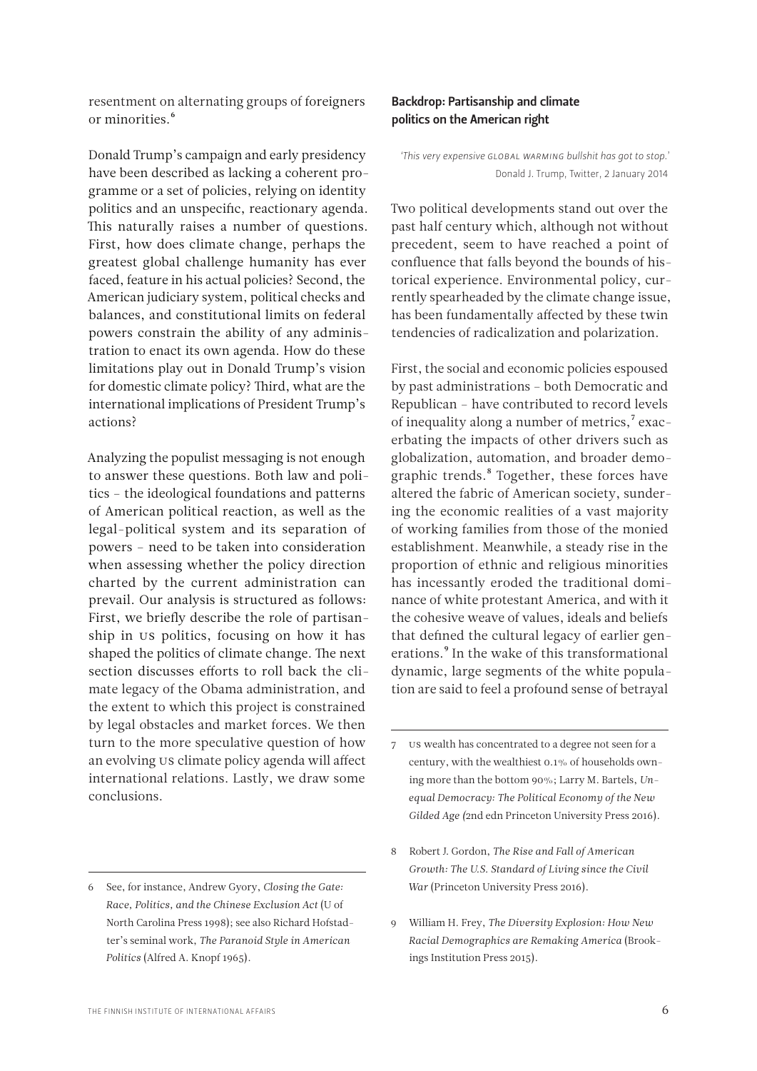resentment on alternating groups of foreigners or minorities.[6]

Donald Trump's campaign and early presidency have been described as lacking a coherent programme or a set of policies, relying on identity politics and an unspecific, reactionary agenda. This naturally raises a number of questions. First, how does climate change, perhaps the greatest global challenge humanity has ever faced, feature in his actual policies? Second, the American judiciary system, political checks and balances, and constitutional limits on federal powers constrain the ability of any administration to enact its own agenda. How do these limitations play out in Donald Trump's vision for domestic climate policy? Third, what are the international implications of President Trump's actions?

Analyzing the populist messaging is not enough to answer these questions. Both law and politics – the ideological foundations and patterns of American political reaction, as well as the legal-political system and its separation of powers – need to be taken into consideration when assessing whether the policy direction charted by the current administration can prevail. Our analysis is structured as follows: First, we briefly describe the role of partisanship in US politics, focusing on how it has shaped the politics of climate change. The next section discusses efforts to roll back the climate legacy of the Obama administration, and the extent to which this project is constrained by legal obstacles and market forces. We then turn to the more speculative question of how an evolving US climate policy agenda will affect international relations. Lastly, we draw some conclusions.

## Backdrop: Partisanship and climate politics on the American right

*'This very expensive GLOBAL WARMING bullshit has got to stop.'*
Donald J. Trump, Twitter, 2 January 2014

Two political developments stand out over the past half century which, although not without precedent, seem to have reached a point of confluence that falls beyond the bounds of historical experience. Environmental policy, currently spearheaded by the climate change issue, has been fundamentally affected by these twin tendencies of radicalization and polarization.

First, the social and economic policies espoused by past administrations – both Democratic and Republican – have contributed to record levels of inequality along a number of metrics,[7] exacerbating the impacts of other drivers such as globalization, automation, and broader demographic trends.[8] Together, these forces have altered the fabric of American society, sundering the economic realities of a vast majority of working families from those of the monied establishment. Meanwhile, a steady rise in the proportion of ethnic and religious minorities has incessantly eroded the traditional dominance of white protestant America, and with it the cohesive weave of values, ideals and beliefs that defined the cultural legacy of earlier generations.[9] In the wake of this transformational dynamic, large segments of the white population are said to feel a profound sense of betrayal

---

6 See, for instance, Andrew Gyory, *Closing the Gate: Race, Politics, and the Chinese Exclusion Act* (U of North Carolina Press 1998); see also Richard Hofstadter's seminal work, *The Paranoid Style in American Politics* (Alfred A. Knopf 1965).

7 US wealth has concentrated to a degree not seen for a century, with the wealthiest 0.1% of households owning more than the bottom 90%; Larry M. Bartels, *Unequal Democracy: The Political Economy of the New Gilded Age (*2nd edn Princeton University Press 2016).

8 Robert J. Gordon, *The Rise and Fall of American Growth: The U.S. Standard of Living since the Civil War* (Princeton University Press 2016).

9 William H. Frey, *The Diversity Explosion: How New Racial Demographics are Remaking America* (Brookings Institution Press 2015).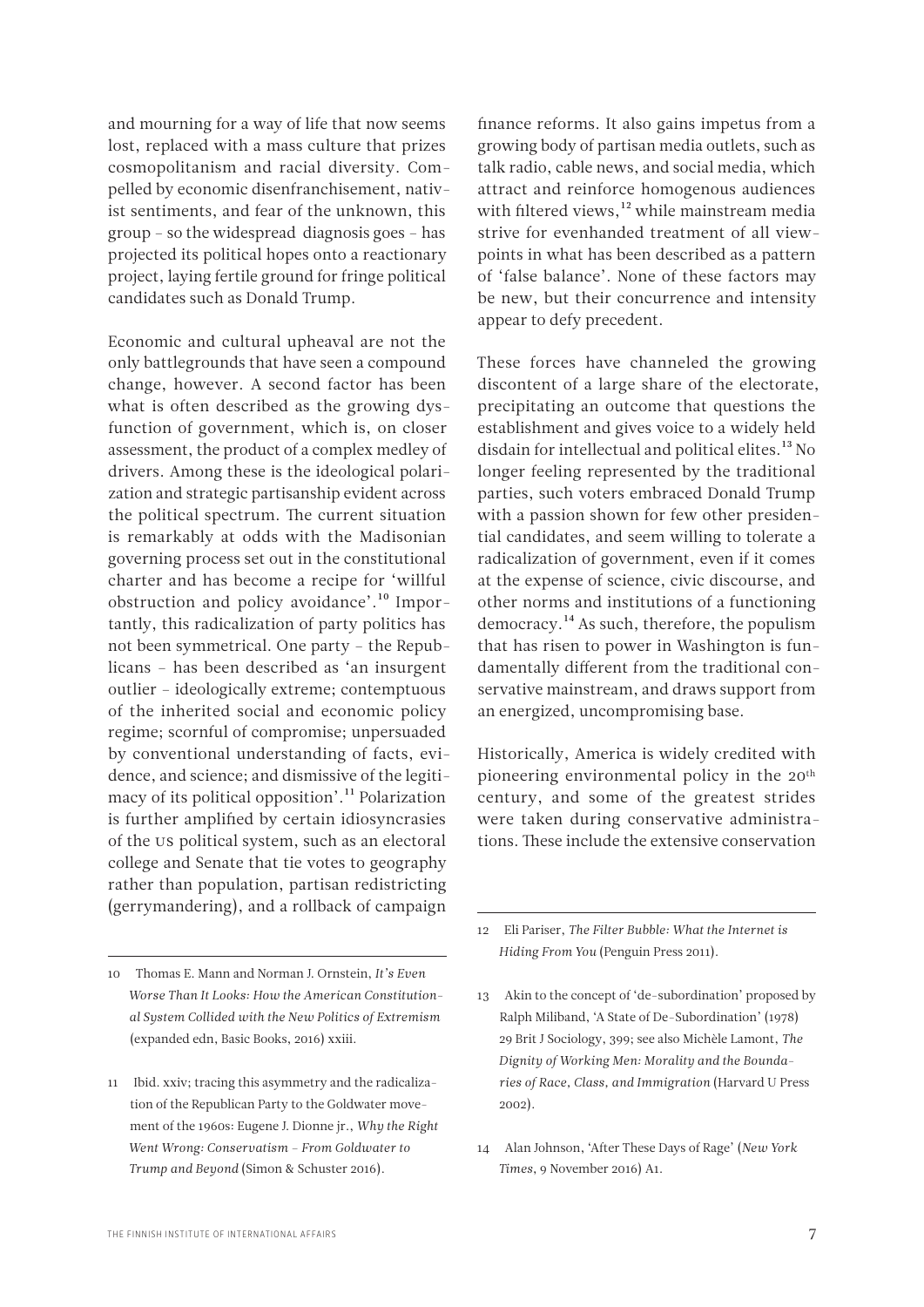and mourning for a way of life that now seems lost, replaced with a mass culture that prizes cosmopolitanism and racial diversity. Compelled by economic disenfranchisement, nativist sentiments, and fear of the unknown, this group – so the widespread diagnosis goes – has projected its political hopes onto a reactionary project, laying fertile ground for fringe political candidates such as Donald Trump.

Economic and cultural upheaval are not the only battlegrounds that have seen a compound change, however. A second factor has been what is often described as the growing dysfunction of government, which is, on closer assessment, the product of a complex medley of drivers. Among these is the ideological polarization and strategic partisanship evident across the political spectrum. The current situation is remarkably at odds with the Madisonian governing process set out in the constitutional charter and has become a recipe for 'willful obstruction and policy avoidance'.[10] Importantly, this radicalization of party politics has not been symmetrical. One party – the Republicans – has been described as 'an insurgent outlier – ideologically extreme; contemptuous of the inherited social and economic policy regime; scornful of compromise; unpersuaded by conventional understanding of facts, evidence, and science; and dismissive of the legitimacy of its political opposition'.[11] Polarization is further amplified by certain idiosyncracies of the US political system, such as an electoral college and Senate that tie votes to geography rather than population, partisan redistricting (gerrymandering), and a rollback of campaign finance reforms. It also gains impetus from a growing body of partisan media outlets, such as talk radio, cable news, and social media, which attract and reinforce homogenous audiences with filtered views,[12] while mainstream media strive for evenhanded treatment of all viewpoints in what has been described as a pattern of 'false balance'. None of these factors may be new, but their concurrence and intensity appear to defy precedent.

These forces have channeled the growing discontent of a large share of the electorate, precipitating an outcome that questions the establishment and gives voice to a widely held disdain for intellectual and political elites.[13] No longer feeling represented by the traditional parties, such voters embraced Donald Trump with a passion shown for few other presidential candidates, and seem willing to tolerate a radicalization of government, even if it comes at the expense of science, civic discourse, and other norms and institutions of a functioning democracy.[14] As such, therefore, the populism that has risen to power in Washington is fundamentally different from the traditional conservative mainstream, and draws support from an energized, uncompromising base.

Historically, America is widely credited with pioneering environmental policy in the 20th century, and some of the greatest strides were taken during conservative administrations. These include the extensive conservation

---

10 Thomas E. Mann and Norman J. Ornstein, *It's Even Worse Than It Looks: How the American Constitutional System Collided with the New Politics of Extremism* (expanded edn, Basic Books, 2016) xxiii.

11 Ibid. xxiv; tracing this asymmetry and the radicalization of the Republican Party to the Goldwater movement of the 1960s: Eugene J. Dionne jr., *Why the Right Went Wrong: Conservatism – From Goldwater to Trump and Beyond* (Simon & Schuster 2016).

12 Eli Pariser, *The Filter Bubble: What the Internet is Hiding From You* (Penguin Press 2011).

13 Akin to the concept of 'de-subordination' proposed by Ralph Miliband, 'A State of De-Subordination' (1978) 29 Brit J Sociology, 399; see also Michèle Lamont, *The Dignity of Working Men: Morality and the Boundaries of Race, Class, and Immigration* (Harvard U Press 2002).

14 Alan Johnson, 'After These Days of Rage' (*New York Times*, 9 November 2016) A1.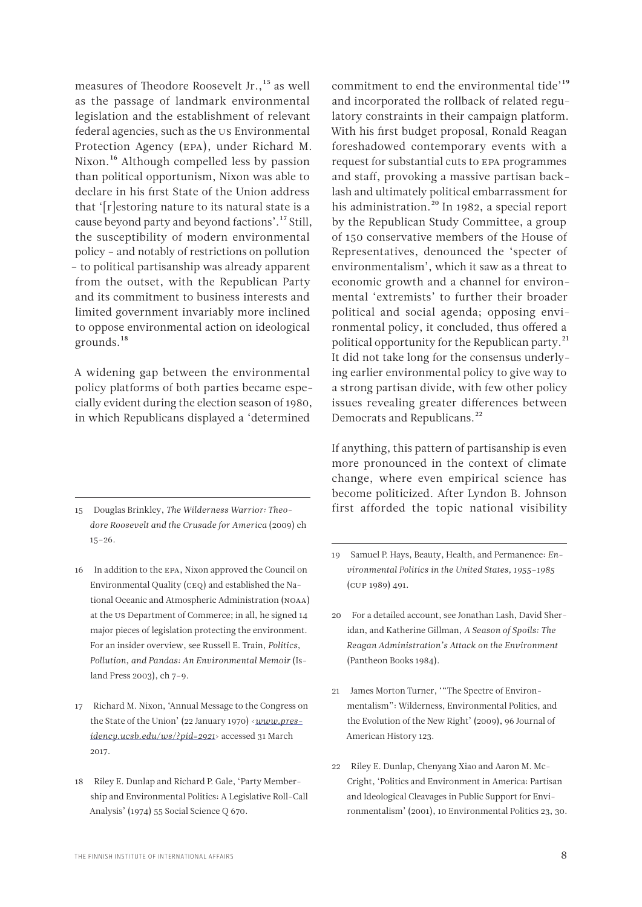measures of Theodore Roosevelt Jr.,[15] as well as the passage of landmark environmental legislation and the establishment of relevant federal agencies, such as the US Environmental Protection Agency (EPA), under Richard M. Nixon.[16] Although compelled less by passion than political opportunism, Nixon was able to declare in his first State of the Union address that '[r]estoring nature to its natural state is a cause beyond party and beyond factions'.[17] Still, the susceptibility of modern environmental policy – and notably of restrictions on pollution – to political partisanship was already apparent from the outset, with the Republican Party and its commitment to business interests and limited government invariably more inclined to oppose environmental action on ideological grounds.[18]

A widening gap between the environmental policy platforms of both parties became especially evident during the election season of 1980, in which Republicans displayed a 'determined commitment to end the environmental tide'[19] and incorporated the rollback of related regulatory constraints in their campaign platform. With his first budget proposal, Ronald Reagan foreshadowed contemporary events with a request for substantial cuts to EPA programmes and staff, provoking a massive partisan backlash and ultimately political embarrassment for his administration.[20] In 1982, a special report by the Republican Study Committee, a group of 150 conservative members of the House of Representatives, denounced the 'specter of environmentalism', which it saw as a threat to economic growth and a channel for environmental 'extremists' to further their broader political and social agenda; opposing environmental policy, it concluded, thus offered a political opportunity for the Republican party.[21] It did not take long for the consensus underlying earlier environmental policy to give way to a strong partisan divide, with few other policy issues revealing greater differences between Democrats and Republicans.[22]

If anything, this pattern of partisanship is even more pronounced in the context of climate change, where even empirical science has become politicized. After Lyndon B. Johnson first afforded the topic national visibility

---

15 Douglas Brinkley, *The Wilderness Warrior: Theodore Roosevelt and the Crusade for America* (2009) ch 15–26.

16 In addition to the EPA, Nixon approved the Council on Environmental Quality (CEQ) and established the National Oceanic and Atmospheric Administration (NOAA) at the US Department of Commerce; in all, he signed 14 major pieces of legislation protecting the environment. For an insider overview, see Russell E. Train, *Politics, Pollution, and Pandas: An Environmental Memoir* (Island Press 2003), ch 7–9.

17 Richard M. Nixon, 'Annual Message to the Congress on the State of the Union' (22 January 1970) <*www.presidency.ucsb.edu/ws/?pid=2921*> accessed 31 March 2017.

18 Riley E. Dunlap and Richard P. Gale, 'Party Membership and Environmental Politics: A Legislative Roll-Call Analysis' (1974) 55 Social Science Q 670.

19 Samuel P. Hays, Beauty, Health, and Permanence: *Environmental Politics in the United States, 1955–1985* (CUP 1989) 491.

20 For a detailed account, see Jonathan Lash, David Sheridan, and Katherine Gillman, *A Season of Spoils: The Reagan Administration's Attack on the Environment* (Pantheon Books 1984).

21 James Morton Turner, '"The Spectre of Environmentalism": Wilderness, Environmental Politics, and the Evolution of the New Right' (2009), 96 Journal of American History 123.

22 Riley E. Dunlap, Chenyang Xiao and Aaron M. McCright, 'Politics and Environment in America: Partisan and Ideological Cleavages in Public Support for Environmentalism' (2001), 10 Environmental Politics 23, 30.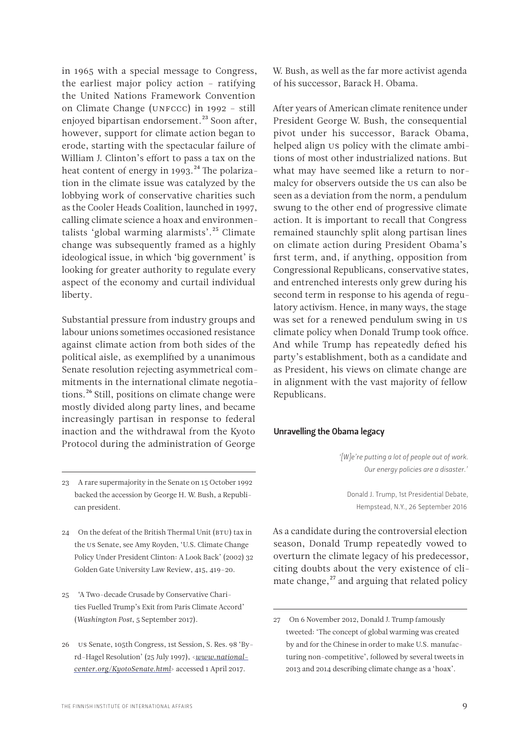in 1965 with a special message to Congress, the earliest major policy action – ratifying the United Nations Framework Convention on Climate Change (UNFCCC) in 1992 – still enjoyed bipartisan endorsement.[23] Soon after, however, support for climate action began to erode, starting with the spectacular failure of William J. Clinton's effort to pass a tax on the heat content of energy in 1993.[24] The polarization in the climate issue was catalyzed by the lobbying work of conservative charities such as the Cooler Heads Coalition, launched in 1997, calling climate science a hoax and environmentalists 'global warming alarmists'.[25] Climate change was subsequently framed as a highly ideological issue, in which 'big government' is looking for greater authority to regulate every aspect of the economy and curtail individual liberty.

Substantial pressure from industry groups and labour unions sometimes occasioned resistance against climate action from both sides of the political aisle, as exemplified by a unanimous Senate resolution rejecting asymmetrical commitments in the international climate negotiations.[26] Still, positions on climate change were mostly divided along party lines, and became increasingly partisan in response to federal inaction and the withdrawal from the Kyoto Protocol during the administration of George W. Bush, as well as the far more activist agenda of his successor, Barack H. Obama.

After years of American climate renitence under President George W. Bush, the consequential pivot under his successor, Barack Obama, helped align US policy with the climate ambitions of most other industrialized nations. But what may have seemed like a return to normalcy for observers outside the US can also be seen as a deviation from the norm, a pendulum swung to the other end of progressive climate action. It is important to recall that Congress remained staunchly split along partisan lines on climate action during President Obama's first term, and, if anything, opposition from Congressional Republicans, conservative states, and entrenched interests only grew during his second term in response to his agenda of regulatory activism. Hence, in many ways, the stage was set for a renewed pendulum swing in US climate policy when Donald Trump took office. And while Trump has repeatedly defied his party's establishment, both as a candidate and as President, his views on climate change are in alignment with the vast majority of fellow Republicans.

## Unravelling the Obama legacy

*'[W]e're putting a lot of people out of work. Our energy policies are a disaster.'*

Donald J. Trump, 1st Presidential Debate, Hempstead, N.Y., 26 September 2016

As a candidate during the controversial election season, Donald Trump repeatedly vowed to overturn the climate legacy of his predecessor, citing doubts about the very existence of climate change,[27] and arguing that related policy

---

23 A rare supermajority in the Senate on 15 October 1992 backed the accession by George H. W. Bush, a Republican president.

24 On the defeat of the British Thermal Unit (BTU) tax in the US Senate, see Amy Royden, 'U.S. Climate Change Policy Under President Clinton: A Look Back' (2002) 32 Golden Gate University Law Review, 415, 419–20.

25 'A Two-decade Crusade by Conservative Charities Fuelled Trump's Exit from Paris Climate Accord' (*Washington Post*, 5 September 2017).

26 US Senate, 105th Congress, 1st Session, S. Res. 98 'Byrd-Hagel Resolution' (25 July 1997), <www.nationalcenter.org/KyotoSenate.html> accessed 1 April 2017.

27 On 6 November 2012, Donald J. Trump famously tweeted: 'The concept of global warming was created by and for the Chinese in order to make U.S. manufacturing non-competitive', followed by several tweets in 2013 and 2014 describing climate change as a 'hoax'.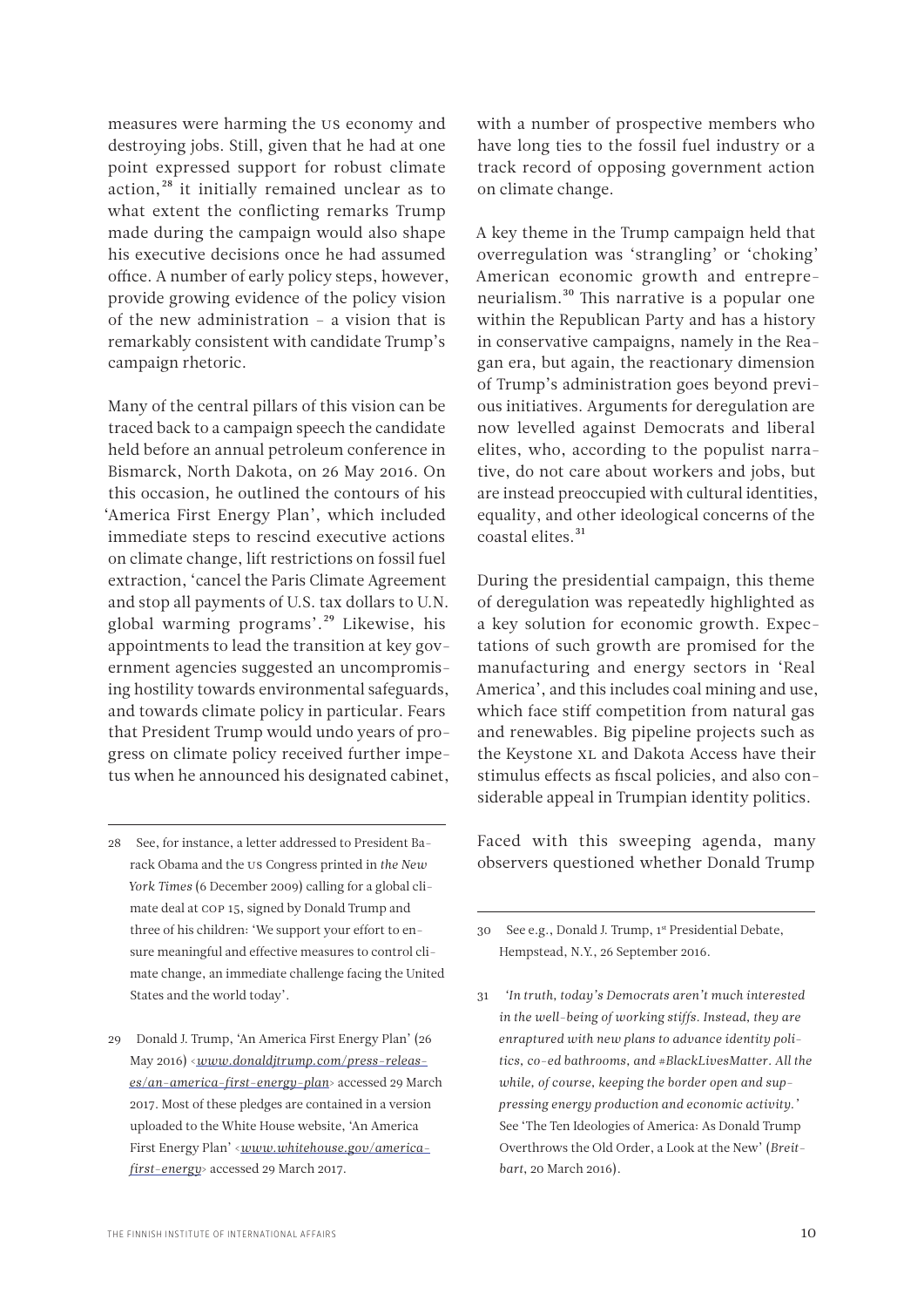measures were harming the US economy and destroying jobs. Still, given that he had at one point expressed support for robust climate action,[28] it initially remained unclear as to what extent the conflicting remarks Trump made during the campaign would also shape his executive decisions once he had assumed office. A number of early policy steps, however, provide growing evidence of the policy vision of the new administration – a vision that is remarkably consistent with candidate Trump's campaign rhetoric.

Many of the central pillars of this vision can be traced back to a campaign speech the candidate held before an annual petroleum conference in Bismarck, North Dakota, on 26 May 2016. On this occasion, he outlined the contours of his 'America First Energy Plan', which included immediate steps to rescind executive actions on climate change, lift restrictions on fossil fuel extraction, 'cancel the Paris Climate Agreement and stop all payments of U.S. tax dollars to U.N. global warming programs'.[29] Likewise, his appointments to lead the transition at key government agencies suggested an uncompromising hostility towards environmental safeguards, and towards climate policy in particular. Fears that President Trump would undo years of progress on climate policy received further impetus when he announced his designated cabinet, with a number of prospective members who have long ties to the fossil fuel industry or a track record of opposing government action on climate change.

A key theme in the Trump campaign held that overregulation was 'strangling' or 'choking' American economic growth and entrepreneurialism.[30] This narrative is a popular one within the Republican Party and has a history in conservative campaigns, namely in the Reagan era, but again, the reactionary dimension of Trump's administration goes beyond previous initiatives. Arguments for deregulation are now levelled against Democrats and liberal elites, who, according to the populist narrative, do not care about workers and jobs, but are instead preoccupied with cultural identities, equality, and other ideological concerns of the coastal elites.[31]

During the presidential campaign, this theme of deregulation was repeatedly highlighted as a key solution for economic growth. Expectations of such growth are promised for the manufacturing and energy sectors in 'Real America', and this includes coal mining and use, which face stiff competition from natural gas and renewables. Big pipeline projects such as the Keystone XL and Dakota Access have their stimulus effects as fiscal policies, and also considerable appeal in Trumpian identity politics.

Faced with this sweeping agenda, many observers questioned whether Donald Trump

---

28 See, for instance, a letter addressed to President Barack Obama and the US Congress printed in *the New York Times* (6 December 2009) calling for a global climate deal at COP 15, signed by Donald Trump and three of his children: 'We support your effort to ensure meaningful and effective measures to control climate change, an immediate challenge facing the United States and the world today'.

29 Donald J. Trump, 'An America First Energy Plan' (26 May 2016) <[www.donaldjtrump.com/press-releases/an-america-first-energy-plan](www.donaldjtrump.com/press-releases/an-america-first-energy-plan)> accessed 29 March 2017. Most of these pledges are contained in a version uploaded to the White House website, 'An America First Energy Plan' <[www.whitehouse.gov/america-first-energy](www.whitehouse.gov/america-first-energy)> accessed 29 March 2017.

30 See e.g., Donald J. Trump, 1st Presidential Debate, Hempstead, N.Y., 26 September 2016.

31 *'In truth, today's Democrats aren't much interested in the well-being of working stiffs. Instead, they are enraptured with new plans to advance identity politics, co-ed bathrooms, and #BlackLivesMatter. All the while, of course, keeping the border open and suppressing energy production and economic activity.'* See 'The Ten Ideologies of America: As Donald Trump Overthrows the Old Order, a Look at the New' (*Breitbart*, 20 March 2016).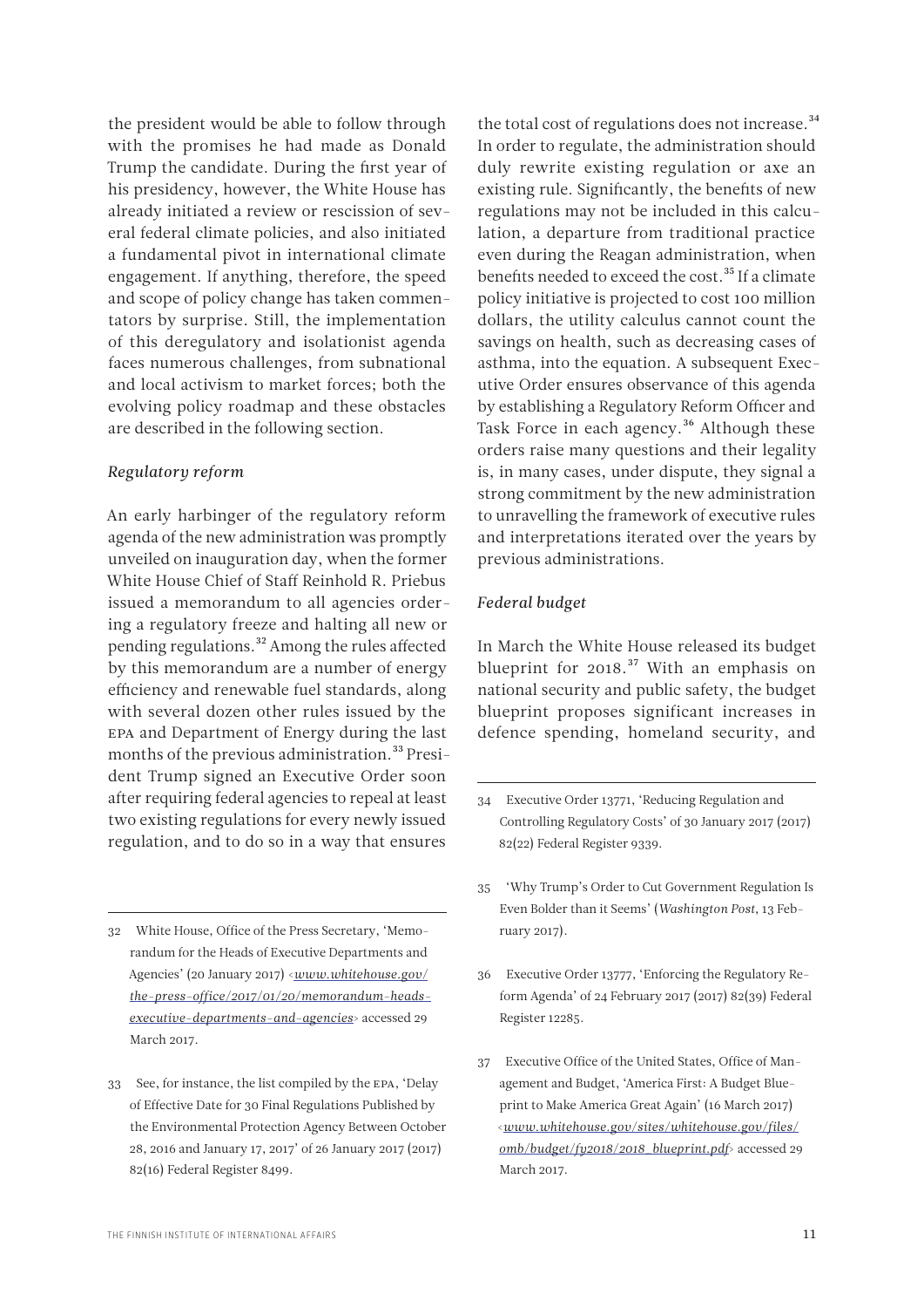the president would be able to follow through with the promises he had made as Donald Trump the candidate. During the first year of his presidency, however, the White House has already initiated a review or rescission of several federal climate policies, and also initiated a fundamental pivot in international climate engagement. If anything, therefore, the speed and scope of policy change has taken commentators by surprise. Still, the implementation of this deregulatory and isolationist agenda faces numerous challenges, from subnational and local activism to market forces; both the evolving policy roadmap and these obstacles are described in the following section.

### *Regulatory reform*

An early harbinger of the regulatory reform agenda of the new administration was promptly unveiled on inauguration day, when the former White House Chief of Staff Reinhold R. Priebus issued a memorandum to all agencies ordering a regulatory freeze and halting all new or pending regulations.[32] Among the rules affected by this memorandum are a number of energy efficiency and renewable fuel standards, along with several dozen other rules issued by the EPA and Department of Energy during the last months of the previous administration.[33] President Trump signed an Executive Order soon after requiring federal agencies to repeal at least two existing regulations for every newly issued regulation, and to do so in a way that ensures the total cost of regulations does not increase.[34] In order to regulate, the administration should duly rewrite existing regulation or axe an existing rule. Significantly, the benefits of new regulations may not be included in this calculation, a departure from traditional practice even during the Reagan administration, when benefits needed to exceed the cost.[35] If a climate policy initiative is projected to cost 100 million dollars, the utility calculus cannot count the savings on health, such as decreasing cases of asthma, into the equation. A subsequent Executive Order ensures observance of this agenda by establishing a Regulatory Reform Officer and Task Force in each agency.[36] Although these orders raise many questions and their legality is, in many cases, under dispute, they signal a strong commitment by the new administration to unravelling the framework of executive rules and interpretations iterated over the years by previous administrations.

### *Federal budget*

In March the White House released its budget blueprint for 2018.[37] With an emphasis on national security and public safety, the budget blueprint proposes significant increases in defence spending, homeland security, and

---

32 White House, Office of the Press Secretary, 'Memorandum for the Heads of Executive Departments and Agencies' (20 January 2017) <*www.whitehouse.gov/the-press-office/2017/01/20/memorandum-heads-executive-departments-and-agencies*> accessed 29 March 2017.

33 See, for instance, the list compiled by the EPA, 'Delay of Effective Date for 30 Final Regulations Published by the Environmental Protection Agency Between October 28, 2016 and January 17, 2017' of 26 January 2017 (2017) 82(16) Federal Register 8499.

34 Executive Order 13771, 'Reducing Regulation and Controlling Regulatory Costs' of 30 January 2017 (2017) 82(22) Federal Register 9339.

35 'Why Trump's Order to Cut Government Regulation Is Even Bolder than it Seems' (*Washington Post*, 13 February 2017).

36 Executive Order 13777, 'Enforcing the Regulatory Reform Agenda' of 24 February 2017 (2017) 82(39) Federal Register 12285.

37 Executive Office of the United States, Office of Management and Budget, 'America First: A Budget Blueprint to Make America Great Again' (16 March 2017) <*www.whitehouse.gov/sites/whitehouse.gov/files/omb/budget/fy2018/2018_blueprint.pdf*> accessed 29 March 2017.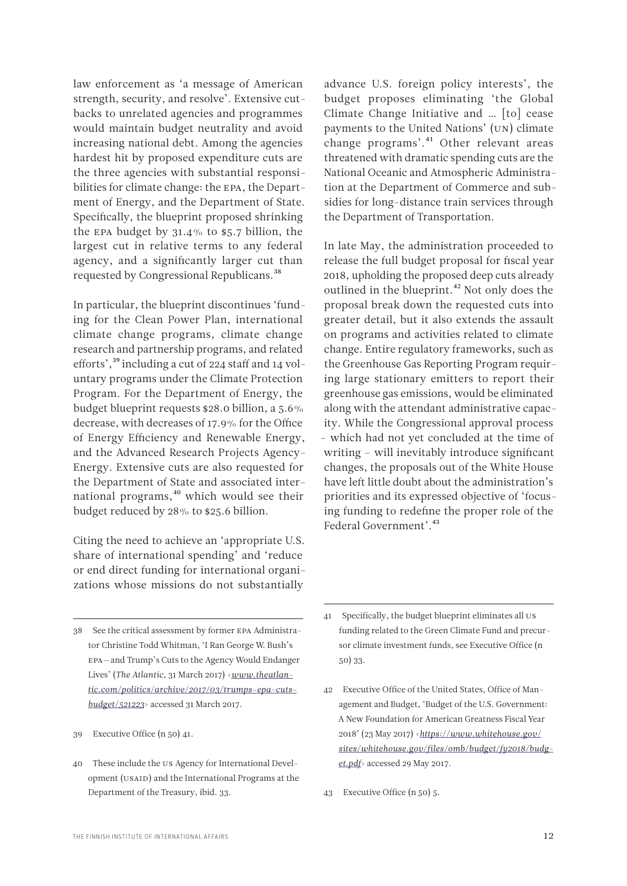law enforcement as 'a message of American strength, security, and resolve'. Extensive cutbacks to unrelated agencies and programmes would maintain budget neutrality and avoid increasing national debt. Among the agencies hardest hit by proposed expenditure cuts are the three agencies with substantial responsibilities for climate change: the EPA, the Department of Energy, and the Department of State. Specifically, the blueprint proposed shrinking the EPA budget by 31.4% to $5.7 billion, the largest cut in relative terms to any federal agency, and a significantly larger cut than requested by Congressional Republicans.[38]

In particular, the blueprint discontinues 'funding for the Clean Power Plan, international climate change programs, climate change research and partnership programs, and related efforts',[39] including a cut of 224 staff and 14 voluntary programs under the Climate Protection Program. For the Department of Energy, the budget blueprint requests $28.0 billion, a 5.6% decrease, with decreases of 17.9% for the Office of Energy Efficiency and Renewable Energy, and the Advanced Research Projects Agency-Energy. Extensive cuts are also requested for the Department of State and associated international programs,[40] which would see their budget reduced by 28% to $25.6 billion.

Citing the need to achieve an 'appropriate U.S. share of international spending' and 'reduce or end direct funding for international organizations whose missions do not substantially advance U.S. foreign policy interests', the budget proposes eliminating 'the Global Climate Change Initiative and … [to] cease payments to the United Nations' (UN) climate change programs'.[41] Other relevant areas threatened with dramatic spending cuts are the National Oceanic and Atmospheric Administration at the Department of Commerce and subsidies for long-distance train services through the Department of Transportation.

In late May, the administration proceeded to release the full budget proposal for fiscal year 2018, upholding the proposed deep cuts already outlined in the blueprint.[42] Not only does the proposal break down the requested cuts into greater detail, but it also extends the assault on programs and activities related to climate change. Entire regulatory frameworks, such as the Greenhouse Gas Reporting Program requiring large stationary emitters to report their greenhouse gas emissions, would be eliminated along with the attendant administrative capacity. While the Congressional approval process – which had not yet concluded at the time of writing – will inevitably introduce significant changes, the proposals out of the White House have left little doubt about the administration's priorities and its expressed objective of 'focusing funding to redefine the proper role of the Federal Government'.[43]

---

38 See the critical assessment by former EPA Administrator Christine Todd Whitman, 'I Ran George W. Bush's EPA—and Trump's Cuts to the Agency Would Endanger Lives' (*The Atlantic*, 31 March 2017) <*www.theatlantic.com/politics/archive/2017/03/trumps-epa-cuts-budget/521223*> accessed 31 March 2017.

39 Executive Office (n 50) 41.

40 These include the US Agency for International Development (USAID) and the International Programs at the Department of the Treasury, ibid. 33.

41 Specifically, the budget blueprint eliminates all US funding related to the Green Climate Fund and precursor climate investment funds, see Executive Office (n 50) 33.

42 Executive Office of the United States, Office of Management and Budget, 'Budget of the U.S. Government: A New Foundation for American Greatness Fiscal Year 2018' (23 May 2017) <*https://www.whitehouse.gov/sites/whitehouse.gov/files/omb/budget/fy2018/budget.pdf*> accessed 29 May 2017.

43 Executive Office (n 50) 5.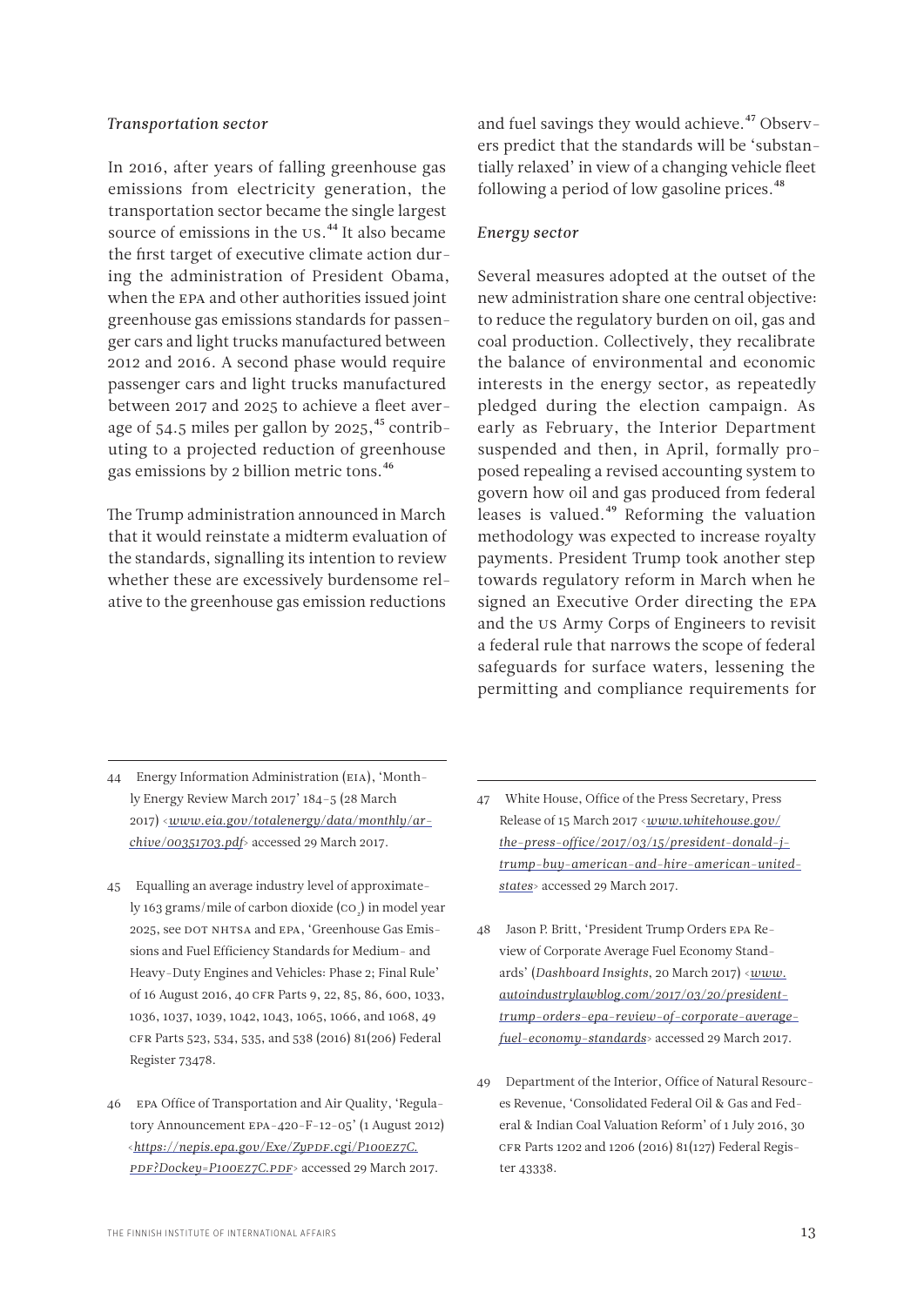*Transportation sector*

In 2016, after years of falling greenhouse gas emissions from electricity generation, the transportation sector became the single largest source of emissions in the US.[44] It also became the first target of executive climate action during the administration of President Obama, when the EPA and other authorities issued joint greenhouse gas emissions standards for passenger cars and light trucks manufactured between 2012 and 2016. A second phase would require passenger cars and light trucks manufactured between 2017 and 2025 to achieve a fleet average of 54.5 miles per gallon by 2025,[45] contributing to a projected reduction of greenhouse gas emissions by 2 billion metric tons.[46]

The Trump administration announced in March that it would reinstate a midterm evaluation of the standards, signalling its intention to review whether these are excessively burdensome relative to the greenhouse gas emission reductions and fuel savings they would achieve.[47] Observers predict that the standards will be 'substantially relaxed' in view of a changing vehicle fleet following a period of low gasoline prices.[48]

*Energy sector*

Several measures adopted at the outset of the new administration share one central objective: to reduce the regulatory burden on oil, gas and coal production. Collectively, they recalibrate the balance of environmental and economic interests in the energy sector, as repeatedly pledged during the election campaign. As early as February, the Interior Department suspended and then, in April, formally proposed repealing a revised accounting system to govern how oil and gas produced from federal leases is valued.[49] Reforming the valuation methodology was expected to increase royalty payments. President Trump took another step towards regulatory reform in March when he signed an Executive Order directing the EPA and the US Army Corps of Engineers to revisit a federal rule that narrows the scope of federal safeguards for surface waters, lessening the permitting and compliance requirements for

---

44 Energy Information Administration (EIA), 'Monthly Energy Review March 2017' 184–5 (28 March 2017) <www.eia.gov/totalenergy/data/monthly/archive/00351703.pdf> accessed 29 March 2017.

45 Equalling an average industry level of approximately 163 grams/mile of carbon dioxide ($CO_2$) in model year 2025, see DOT NHTSA and EPA, 'Greenhouse Gas Emissions and Fuel Efficiency Standards for Medium- and Heavy-Duty Engines and Vehicles: Phase 2; Final Rule' of 16 August 2016, 40 CFR Parts 9, 22, 85, 86, 600, 1033, 1036, 1037, 1039, 1042, 1043, 1065, 1066, and 1068, 49 CFR Parts 523, 534, 535, and 538 (2016) 81(206) Federal Register 73478.

46 EPA Office of Transportation and Air Quality, 'Regulatory Announcement EPA-420-F-12-05' (1 August 2012) <https://nepis.epa.gov/Exe/ZyPDF.cgi/P100EZ7C.PDF?Dockey=P100EZ7C.PDF> accessed 29 March 2017.

47 White House, Office of the Press Secretary, Press Release of 15 March 2017 <www.whitehouse.gov/the-press-office/2017/03/15/president-donald-j-trump-buy-american-and-hire-american-united-states> accessed 29 March 2017.

48 Jason P. Britt, 'President Trump Orders EPA Review of Corporate Average Fuel Economy Standards' (*Dashboard Insights*, 20 March 2017) <www.autoindustrylawblog.com/2017/03/20/president-trump-orders-epa-review-of-corporate-average-fuel-economy-standards> accessed 29 March 2017.

49 Department of the Interior, Office of Natural Resources Revenue, 'Consolidated Federal Oil & Gas and Federal & Indian Coal Valuation Reform' of 1 July 2016, 30 CFR Parts 1202 and 1206 (2016) 81(127) Federal Register 43338.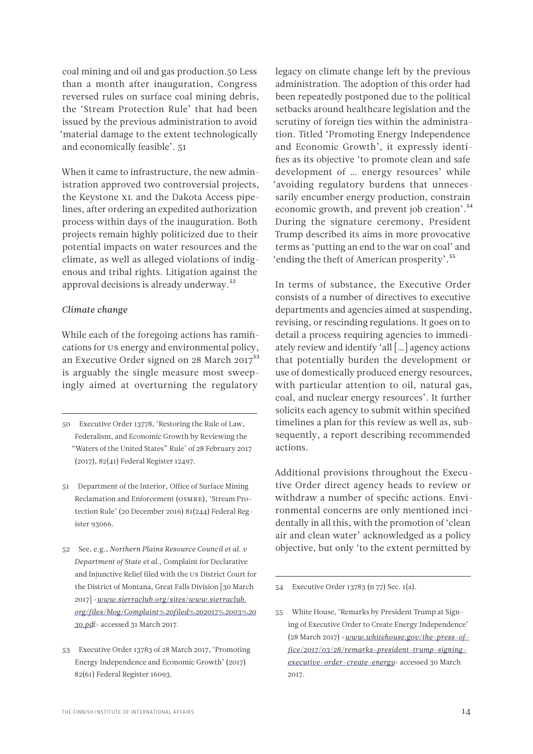coal mining and oil and gas production.50 Less than a month after inauguration, Congress reversed rules on surface coal mining debris, the 'Stream Protection Rule' that had been issued by the previous administration to avoid 'material damage to the extent technologically and economically feasible'. 51

When it came to infrastructure, the new administration approved two controversial projects, the Keystone XL and the Dakota Access pipelines, after ordering an expedited authorization process within days of the inauguration. Both projects remain highly politicized due to their potential impacts on water resources and the climate, as well as alleged violations of indigenous and tribal rights. Litigation against the approval decisions is already underway.[52]

### *Climate change*

While each of the foregoing actions has ramifications for US energy and environmental policy, an Executive Order signed on 28 March 2017[53] is arguably the single measure most sweepingly aimed at overturning the regulatory legacy on climate change left by the previous administration. The adoption of this order had been repeatedly postponed due to the political setbacks around healthcare legislation and the scrutiny of foreign ties within the administration. Titled 'Promoting Energy Independence and Economic Growth', it expressly identifies as its objective 'to promote clean and safe development of … energy resources' while 'avoiding regulatory burdens that unnecessarily encumber energy production, constrain economic growth, and prevent job creation'.[54] During the signature ceremony, President Trump described its aims in more provocative terms as 'putting an end to the war on coal' and 'ending the theft of American prosperity'.[55]

In terms of substance, the Executive Order consists of a number of directives to executive departments and agencies aimed at suspending, revising, or rescinding regulations. It goes on to detail a process requiring agencies to immediately review and identify 'all […] agency actions that potentially burden the development or use of domestically produced energy resources, with particular attention to oil, natural gas, coal, and nuclear energy resources'. It further solicits each agency to submit within specified timelines a plan for this review as well as, subsequently, a report describing recommended actions.

Additional provisions throughout the Executive Order direct agency heads to review or withdraw a number of specific actions. Environmental concerns are only mentioned incidentally in all this, with the promotion of 'clean air and clean water' acknowledged as a policy objective, but only 'to the extent permitted by

---

50 Executive Order 13778, 'Restoring the Rule of Law, Federalism, and Economic Growth by Reviewing the "Waters of the United States" Rule' of 28 February 2017 (2017), 82(41) Federal Register 12497.

51 Department of the Interior, Office of Surface Mining Reclamation and Enforcement (OSMRE), 'Stream Protection Rule' (20 December 2016) 81(244) Federal Register 93066.

52 See, e.g., *Northern Plains Resource Council et al. v Department of State et al.*, Complaint for Declarative and Injunctive Relief filed with the US District Court for the District of Montana, Great Falls Division [30 March 2017] <*www.sierraclub.org/sites/www.sierraclub.org/files/blog/Complaint%20filed%202017%2003%2030.pdf*> accessed 31 March 2017.

53 Executive Order 13783 of 28 March 2017, 'Promoting Energy Independence and Economic Growth' (2017) 82(61) Federal Register 16093.

54 Executive Order 13783 (n 77) Sec. 1(a).

55 White House, 'Remarks by President Trump at Signing of Executive Order to Create Energy Independence' (28 March 2017) <*www.whitehouse.gov/the-press-office/2017/03/28/remarks-president-trump-signing-executive-order-create-energy*> accessed 30 March 2017.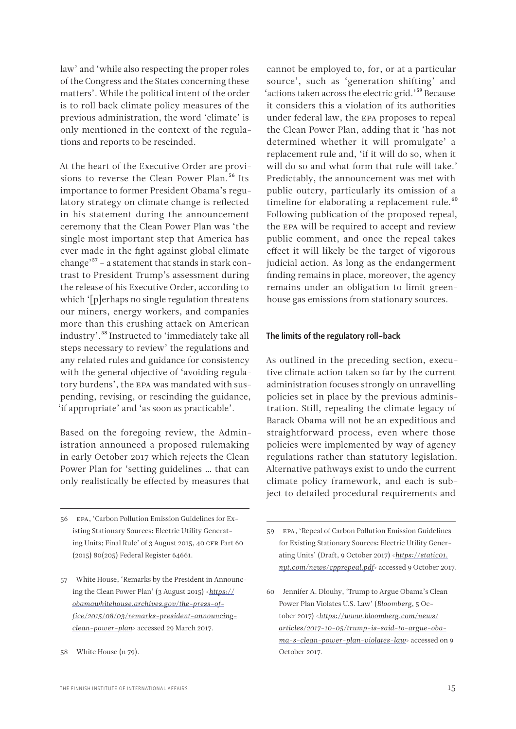law' and 'while also respecting the proper roles of the Congress and the States concerning these matters'. While the political intent of the order is to roll back climate policy measures of the previous administration, the word 'climate' is only mentioned in the context of the regulations and reports to be rescinded.

At the heart of the Executive Order are provisions to reverse the Clean Power Plan.[56] Its importance to former President Obama's regulatory strategy on climate change is reflected in his statement during the announcement ceremony that the Clean Power Plan was 'the single most important step that America has ever made in the fight against global climate change'[57] – a statement that stands in stark contrast to President Trump's assessment during the release of his Executive Order, according to which '[p]erhaps no single regulation threatens our miners, energy workers, and companies more than this crushing attack on American industry'.[58] Instructed to 'immediately take all steps necessary to review' the regulations and any related rules and guidance for consistency with the general objective of 'avoiding regulatory burdens', the EPA was mandated with suspending, revising, or rescinding the guidance, 'if appropriate' and 'as soon as practicable'.

Based on the foregoing review, the Administration announced a proposed rulemaking in early October 2017 which rejects the Clean Power Plan for 'setting guidelines … that can only realistically be effected by measures that cannot be employed to, for, or at a particular source', such as 'generation shifting' and 'actions taken across the electric grid.'[59] Because it considers this a violation of its authorities under federal law, the EPA proposes to repeal the Clean Power Plan, adding that it 'has not determined whether it will promulgate' a replacement rule and, 'if it will do so, when it will do so and what form that rule will take.' Predictably, the announcement was met with public outcry, particularly its omission of a timeline for elaborating a replacement rule.[60] Following publication of the proposed repeal, the EPA will be required to accept and review public comment, and once the repeal takes effect it will likely be the target of vigorous judicial action. As long as the endangerment finding remains in place, moreover, the agency remains under an obligation to limit greenhouse gas emissions from stationary sources.

### The limits of the regulatory roll-back

As outlined in the preceding section, executive climate action taken so far by the current administration focuses strongly on unravelling policies set in place by the previous administration. Still, repealing the climate legacy of Barack Obama will not be an expeditious and straightforward process, even where those policies were implemented by way of agency regulations rather than statutory legislation. Alternative pathways exist to undo the current climate policy framework, and each is subject to detailed procedural requirements and

---

56 EPA, 'Carbon Pollution Emission Guidelines for Existing Stationary Sources: Electric Utility Generating Units; Final Rule' of 3 August 2015, 40 CFR Part 60 (2015) 80(205) Federal Register 64661.

57 White House, 'Remarks by the President in Announcing the Clean Power Plan' (3 August 2015) <*https://obamawhitehouse.archives.gov/the-press-office/2015/08/03/remarks-president-announcing-clean-power-plan*> accessed 29 March 2017.

58 White House (n 79).

59 EPA, 'Repeal of Carbon Pollution Emission Guidelines for Existing Stationary Sources: Electric Utility Generating Units' (Draft, 9 October 2017) <*https://static01.nyt.com/news/cpprepeal.pdf*> accessed 9 October 2017.

60 Jennifer A. Dlouhy, 'Trump to Argue Obama's Clean Power Plan Violates U.S. Law' (*Bloomberg*, 5 October 2017) <*https://www.bloomberg.com/news/articles/2017-10-05/trump-is-said-to-argue-obama-s-clean-power-plan-violates-law*> accessed on 9 October 2017.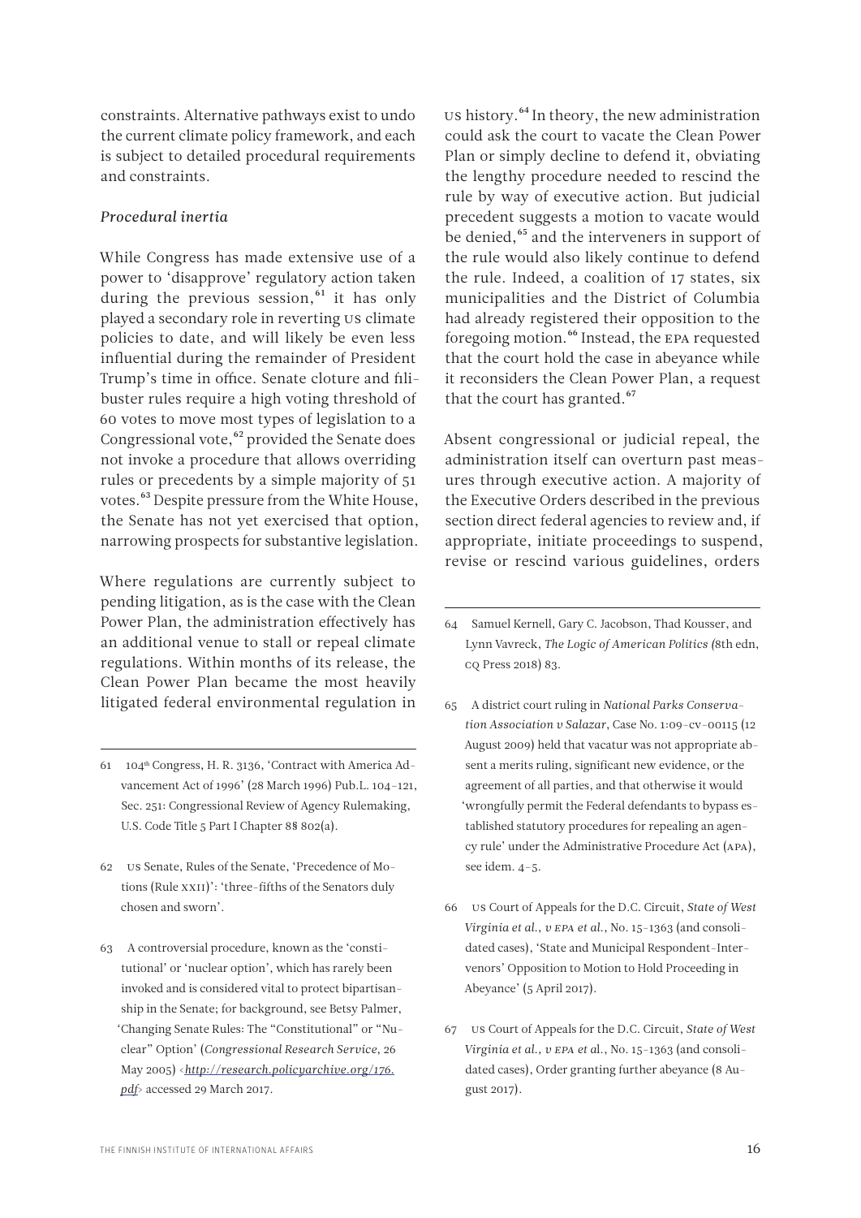constraints. Alternative pathways exist to undo the current climate policy framework, and each is subject to detailed procedural requirements and constraints.

*Procedural inertia*

While Congress has made extensive use of a power to 'disapprove' regulatory action taken during the previous session,[61] it has only played a secondary role in reverting US climate policies to date, and will likely be even less influential during the remainder of President Trump's time in office. Senate cloture and filibuster rules require a high voting threshold of 60 votes to move most types of legislation to a Congressional vote,[62] provided the Senate does not invoke a procedure that allows overriding rules or precedents by a simple majority of 51 votes.[63] Despite pressure from the White House, the Senate has not yet exercised that option, narrowing prospects for substantive legislation.

Where regulations are currently subject to pending litigation, as is the case with the Clean Power Plan, the administration effectively has an additional venue to stall or repeal climate regulations. Within months of its release, the Clean Power Plan became the most heavily litigated federal environmental regulation in US history.[64] In theory, the new administration could ask the court to vacate the Clean Power Plan or simply decline to defend it, obviating the lengthy procedure needed to rescind the rule by way of executive action. But judicial precedent suggests a motion to vacate would be denied,[65] and the interveners in support of the rule would also likely continue to defend the rule. Indeed, a coalition of 17 states, six municipalities and the District of Columbia had already registered their opposition to the foregoing motion.[66] Instead, the EPA requested that the court hold the case in abeyance while it reconsiders the Clean Power Plan, a request that the court has granted.[67]

Absent congressional or judicial repeal, the administration itself can overturn past measures through executive action. A majority of the Executive Orders described in the previous section direct federal agencies to review and, if appropriate, initiate proceedings to suspend, revise or rescind various guidelines, orders

---

61 104th Congress, H. R. 3136, 'Contract with America Advancement Act of 1996' (28 March 1996) Pub.L. 104-121, Sec. 251: Congressional Review of Agency Rulemaking, U.S. Code Title 5 Part I Chapter 8§ 802(a).

62 US Senate, Rules of the Senate, 'Precedence of Motions (Rule XXII)': 'three-fifths of the Senators duly chosen and sworn'.

63 A controversial procedure, known as the 'constitutional' or 'nuclear option', which has rarely been invoked and is considered vital to protect bipartisanship in the Senate; for background, see Betsy Palmer, 'Changing Senate Rules: The "Constitutional" or "Nuclear" Option' (*Congressional Research Service*, 26 May 2005) <http://research.policyarchive.org/176.pdf> accessed 29 March 2017.

64 Samuel Kernell, Gary C. Jacobson, Thad Kousser, and Lynn Vavreck, *The Logic of American Politics (*8th edn, CQ Press 2018) 83.

65 A district court ruling in *National Parks Conservation Association v Salazar*, Case No. 1:09-cv-00115 (12 August 2009) held that vacatur was not appropriate absent a merits ruling, significant new evidence, or the agreement of all parties, and that otherwise it would 'wrongfully permit the Federal defendants to bypass established statutory procedures for repealing an agency rule' under the Administrative Procedure Act (APA), see idem. 4-5.

66 US Court of Appeals for the D.C. Circuit, *State of West Virginia et al., v EPA et al.*, No. 15-1363 (and consolidated cases), 'State and Municipal Respondent-Intervenors' Opposition to Motion to Hold Proceeding in Abeyance' (5 April 2017).

67 US Court of Appeals for the D.C. Circuit, *State of West Virginia et al., v EPA et al.*, No. 15-1363 (and consolidated cases), Order granting further abeyance (8 August 2017).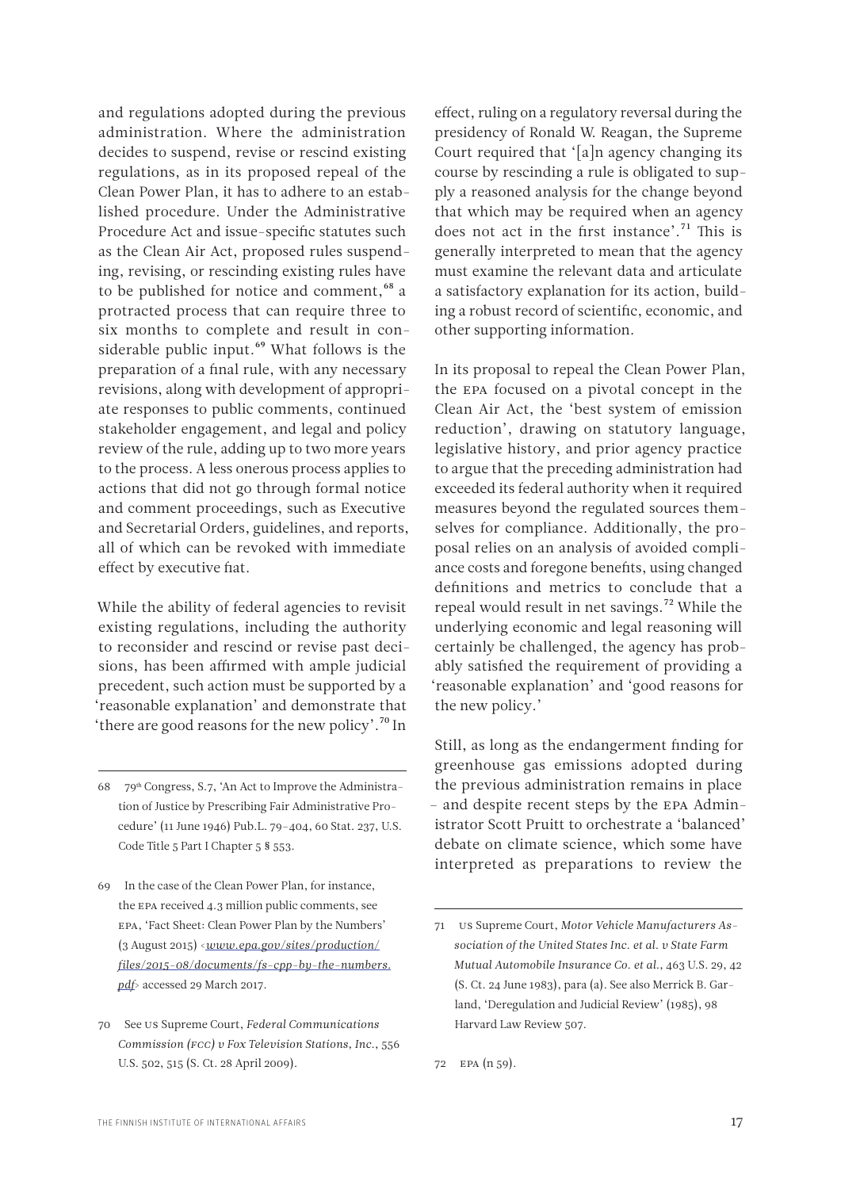and regulations adopted during the previous administration. Where the administration decides to suspend, revise or rescind existing regulations, as in its proposed repeal of the Clean Power Plan, it has to adhere to an established procedure. Under the Administrative Procedure Act and issue-specific statutes such as the Clean Air Act, proposed rules suspending, revising, or rescinding existing rules have to be published for notice and comment,[68] a protracted process that can require three to six months to complete and result in considerable public input.[69] What follows is the preparation of a final rule, with any necessary revisions, along with development of appropriate responses to public comments, continued stakeholder engagement, and legal and policy review of the rule, adding up to two more years to the process. A less onerous process applies to actions that did not go through formal notice and comment proceedings, such as Executive and Secretarial Orders, guidelines, and reports, all of which can be revoked with immediate effect by executive fiat.

While the ability of federal agencies to revisit existing regulations, including the authority to reconsider and rescind or revise past decisions, has been affirmed with ample judicial precedent, such action must be supported by a 'reasonable explanation' and demonstrate that 'there are good reasons for the new policy'.[70] In effect, ruling on a regulatory reversal during the presidency of Ronald W. Reagan, the Supreme Court required that '[a]n agency changing its course by rescinding a rule is obligated to supply a reasoned analysis for the change beyond that which may be required when an agency does not act in the first instance'.[71] This is generally interpreted to mean that the agency must examine the relevant data and articulate a satisfactory explanation for its action, building a robust record of scientific, economic, and other supporting information.

In its proposal to repeal the Clean Power Plan, the EPA focused on a pivotal concept in the Clean Air Act, the 'best system of emission reduction', drawing on statutory language, legislative history, and prior agency practice to argue that the preceding administration had exceeded its federal authority when it required measures beyond the regulated sources themselves for compliance. Additionally, the proposal relies on an analysis of avoided compliance costs and foregone benefits, using changed definitions and metrics to conclude that a repeal would result in net savings.[72] While the underlying economic and legal reasoning will certainly be challenged, the agency has probably satisfied the requirement of providing a 'reasonable explanation' and 'good reasons for the new policy.'

Still, as long as the endangerment finding for greenhouse gas emissions adopted during the previous administration remains in place – and despite recent steps by the EPA Administrator Scott Pruitt to orchestrate a 'balanced' debate on climate science, which some have interpreted as preparations to review the

---

68 79th Congress, S.7, 'An Act to Improve the Administration of Justice by Prescribing Fair Administrative Procedure' (11 June 1946) Pub.L. 79–404, 60 Stat. 237, U.S. Code Title 5 Part I Chapter 5 § 553.

69 In the case of the Clean Power Plan, for instance, the EPA received 4.3 million public comments, see EPA, 'Fact Sheet: Clean Power Plan by the Numbers' (3 August 2015) <www.epa.gov/sites/production/files/2015-08/documents/fs-cpp-by-the-numbers.pdf> accessed 29 March 2017.

70 See US Supreme Court, *Federal Communications Commission (FCC) v Fox Television Stations, Inc.*, 556 U.S. 502, 515 (S. Ct. 28 April 2009).

71 US Supreme Court, *Motor Vehicle Manufacturers Association of the United States Inc. et al. v State Farm Mutual Automobile Insurance Co. et al.*, 463 U.S. 29, 42 (S. Ct. 24 June 1983), para (a). See also Merrick B. Garland, 'Deregulation and Judicial Review' (1985), 98 Harvard Law Review 507.

72 EPA (n 59).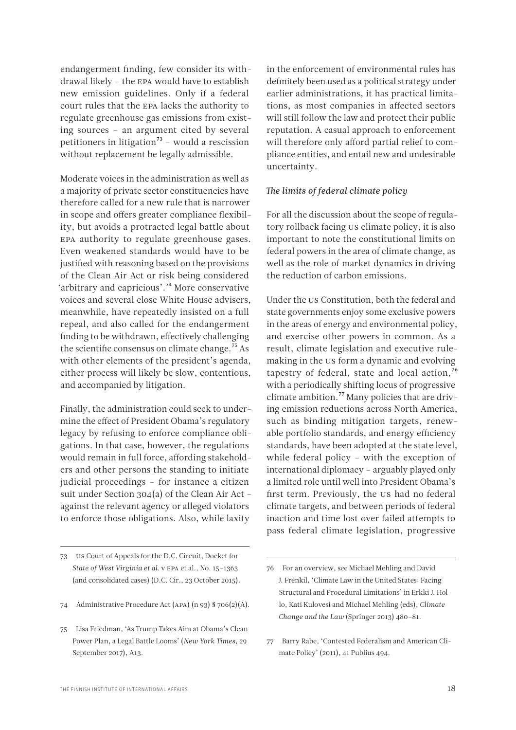endangerment finding, few consider its withdrawal likely – the EPA would have to establish new emission guidelines. Only if a federal court rules that the EPA lacks the authority to regulate greenhouse gas emissions from existing sources – an argument cited by several petitioners in litigation[73] – would a rescission without replacement be legally admissible.

Moderate voices in the administration as well as a majority of private sector constituencies have therefore called for a new rule that is narrower in scope and offers greater compliance flexibility, but avoids a protracted legal battle about EPA authority to regulate greenhouse gases. Even weakened standards would have to be justified with reasoning based on the provisions of the Clean Air Act or risk being considered 'arbitrary and capricious'.[74] More conservative voices and several close White House advisers, meanwhile, have repeatedly insisted on a full repeal, and also called for the endangerment finding to be withdrawn, effectively challenging the scientific consensus on climate change.[75] As with other elements of the president's agenda, either process will likely be slow, contentious, and accompanied by litigation.

Finally, the administration could seek to undermine the effect of President Obama's regulatory legacy by refusing to enforce compliance obligations. In that case, however, the regulations would remain in full force, affording stakeholders and other persons the standing to initiate judicial proceedings – for instance a citizen suit under Section 304(a) of the Clean Air Act – against the relevant agency or alleged violators to enforce those obligations. Also, while laxity in the enforcement of environmental rules has definitely been used as a political strategy under earlier administrations, it has practical limitations, as most companies in affected sectors will still follow the law and protect their public reputation. A casual approach to enforcement will therefore only afford partial relief to compliance entities, and entail new and undesirable uncertainty.

### *The limits of federal climate policy*

For all the discussion about the scope of regulatory rollback facing US climate policy, it is also important to note the constitutional limits on federal powers in the area of climate change, as well as the role of market dynamics in driving the reduction of carbon emissions.

Under the US Constitution, both the federal and state governments enjoy some exclusive powers in the areas of energy and environmental policy, and exercise other powers in common. As a result, climate legislation and executive rulemaking in the US form a dynamic and evolving tapestry of federal, state and local action,[76] with a periodically shifting locus of progressive climate ambition.[77] Many policies that are driving emission reductions across North America, such as binding mitigation targets, renewable portfolio standards, and energy efficiency standards, have been adopted at the state level, while federal policy – with the exception of international diplomacy – arguably played only a limited role until well into President Obama's first term. Previously, the US had no federal climate targets, and between periods of federal inaction and time lost over failed attempts to pass federal climate legislation, progressive

---

73 US Court of Appeals for the D.C. Circuit, Docket for *State of West Virginia et al.* v EPA et al., No. 15-1363 (and consolidated cases) (D.C. Cir., 23 October 2015).

74 Administrative Procedure Act (APA) (n 93) § 706(2)(A).

75 Lisa Friedman, 'As Trump Takes Aim at Obama's Clean Power Plan, a Legal Battle Looms' (*New York Times*, 29 September 2017), A13.

76 For an overview, see Michael Mehling and David J. Frenkil, 'Climate Law in the United States: Facing Structural and Procedural Limitations' in Erkki J. Hollo, Kati Kulovesi and Michael Mehling (eds), *Climate Change and the Law* (Springer 2013) 480–81.

77 Barry Rabe, 'Contested Federalism and American Climate Policy' (2011), 41 Publius 494.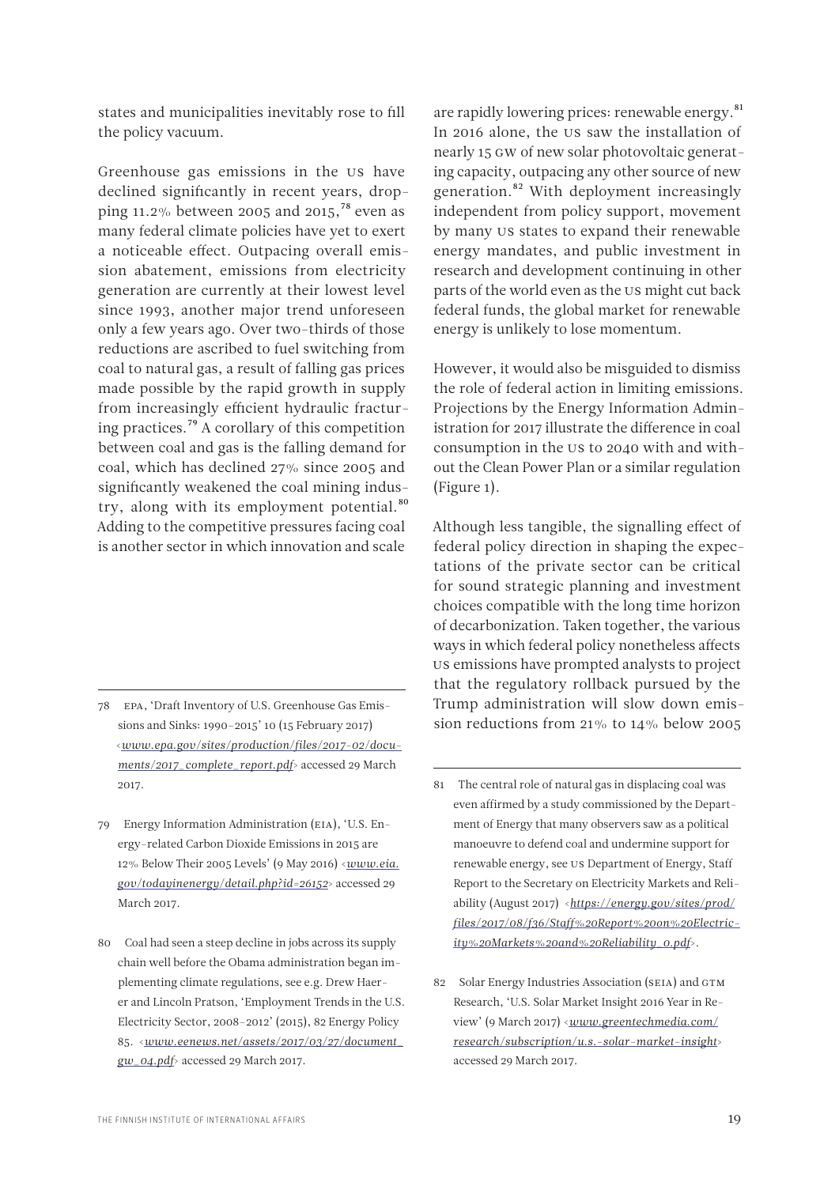states and municipalities inevitably rose to fill the policy vacuum.

Greenhouse gas emissions in the US have declined significantly in recent years, dropping 11.2% between 2005 and 2015,[78] even as many federal climate policies have yet to exert a noticeable effect. Outpacing overall emission abatement, emissions from electricity generation are currently at their lowest level since 1993, another major trend unforeseen only a few years ago. Over two-thirds of those reductions are ascribed to fuel switching from coal to natural gas, a result of falling gas prices made possible by the rapid growth in supply from increasingly efficient hydraulic fracturing practices.[79] A corollary of this competition between coal and gas is the falling demand for coal, which has declined 27% since 2005 and significantly weakened the coal mining industry, along with its employment potential.[80] Adding to the competitive pressures facing coal is another sector in which innovation and scale are rapidly lowering prices: renewable energy.[81] In 2016 alone, the US saw the installation of nearly 15 GW of new solar photovoltaic generating capacity, outpacing any other source of new generation.[82] With deployment increasingly independent from policy support, movement by many US states to expand their renewable energy mandates, and public investment in research and development continuing in other parts of the world even as the US might cut back federal funds, the global market for renewable energy is unlikely to lose momentum.

However, it would also be misguided to dismiss the role of federal action in limiting emissions. Projections by the Energy Information Administration for 2017 illustrate the difference in coal consumption in the US to 2040 with and without the Clean Power Plan or a similar regulation (Figure 1).

Although less tangible, the signalling effect of federal policy direction in shaping the expectations of the private sector can be critical for sound strategic planning and investment choices compatible with the long time horizon of decarbonization. Taken together, the various ways in which federal policy nonetheless affects US emissions have prompted analysts to project that the regulatory rollback pursued by the Trump administration will slow down emission reductions from 21% to 14% below 2005

---

78 EPA, 'Draft Inventory of U.S. Greenhouse Gas Emissions and Sinks: 1990-2015' 10 (15 February 2017) <www.epa.gov/sites/production/files/2017-02/documents/2017_complete_report.pdf> accessed 29 March 2017.

79 Energy Information Administration (EIA), 'U.S. Energy-related Carbon Dioxide Emissions in 2015 are 12% Below Their 2005 Levels' (9 May 2016) <www.eia.gov/todayinenergy/detail.php?id=26152> accessed 29 March 2017.

80 Coal had seen a steep decline in jobs across its supply chain well before the Obama administration began implementing climate regulations, see e.g. Drew Haerer and Lincoln Pratson, 'Employment Trends in the U.S. Electricity Sector, 2008-2012' (2015), 82 Energy Policy 85. <www.eenews.net/assets/2017/03/27/document_gw_04.pdf> accessed 29 March 2017.

81 The central role of natural gas in displacing coal was even affirmed by a study commissioned by the Department of Energy that many observers saw as a political manoeuvre to defend coal and undermine support for renewable energy, see US Department of Energy, Staff Report to the Secretary on Electricity Markets and Reliability (August 2017) <https://energy.gov/sites/prod/files/2017/08/f36/Staff%20Report%20on%20Electricity%20Markets%20and%20Reliability_0.pdf>.

82 Solar Energy Industries Association (SEIA) and GTM Research, 'U.S. Solar Market Insight 2016 Year in Review' (9 March 2017) <www.greentechmedia.com/research/subscription/u.s.-solar-market-insight> accessed 29 March 2017.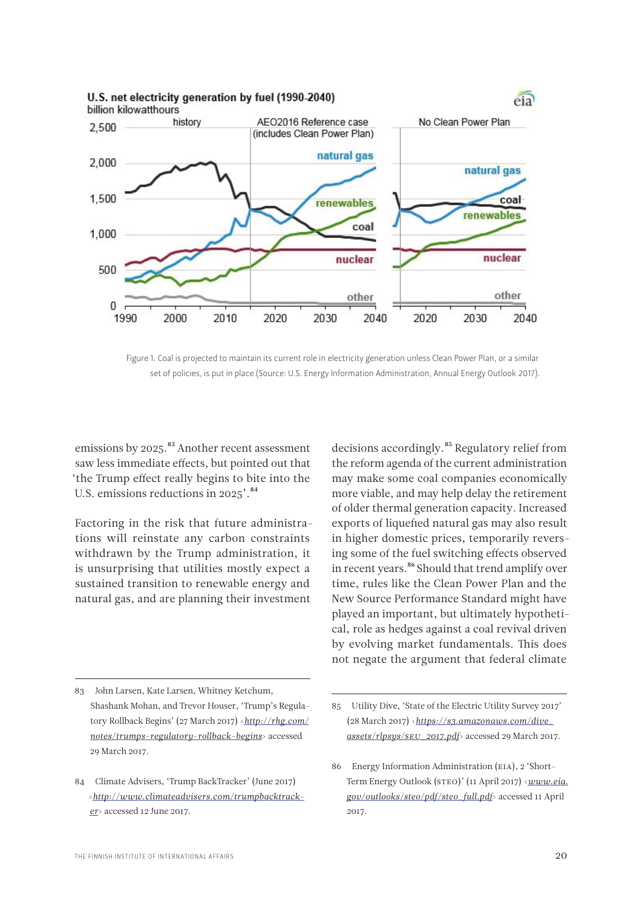Figure 1. Coal is projected to maintain its current role in electricity generation unless Clean Power Plan, or a similar set of policies, is put in place (Source: U.S. Energy Information Administration, Annual Energy Outlook 2017).

emissions by 2025.[83] Another recent assessment saw less immediate effects, but pointed out that 'the Trump effect really begins to bite into the U.S. emissions reductions in 2025'.[84]

Factoring in the risk that future administrations will reinstate any carbon constraints withdrawn by the Trump administration, it is unsurprising that utilities mostly expect a sustained transition to renewable energy and natural gas, and are planning their investment decisions accordingly.[85] Regulatory relief from the reform agenda of the current administration may make some coal companies economically more viable, and may help delay the retirement of older thermal generation capacity. Increased exports of liquefied natural gas may also result in higher domestic prices, temporarily reversing some of the fuel switching effects observed in recent years.[86] Should that trend amplify over time, rules like the Clean Power Plan and the New Source Performance Standard might have played an important, but ultimately hypothetical, role as hedges against a coal revival driven by evolving market fundamentals. This does not negate the argument that federal climate

---

83 John Larsen, Kate Larsen, Whitney Ketchum, Shashank Mohan, and Trevor Houser, 'Trump's Regulatory Rollback Begins' (27 March 2017) <http://rhg.com/notes/trumps-regulatory-rollback-begins> accessed 29 March 2017.

84 Climate Advisers, 'Trump BackTracker' (June 2017) <http://www.climateadvisers.com/trumpbacktracker> accessed 12 June 2017.

85 Utility Dive, 'State of the Electric Utility Survey 2017' (28 March 2017) <https://s3.amazonaws.com/dive_assets/rlpsys/SEU_2017.pdf> accessed 29 March 2017.

86 Energy Information Administration (EIA), 2 'Short-Term Energy Outlook (STEO)' (11 April 2017) <www.eia.gov/outlooks/steo/pdf/steo_full.pdf> accessed 11 April 2017.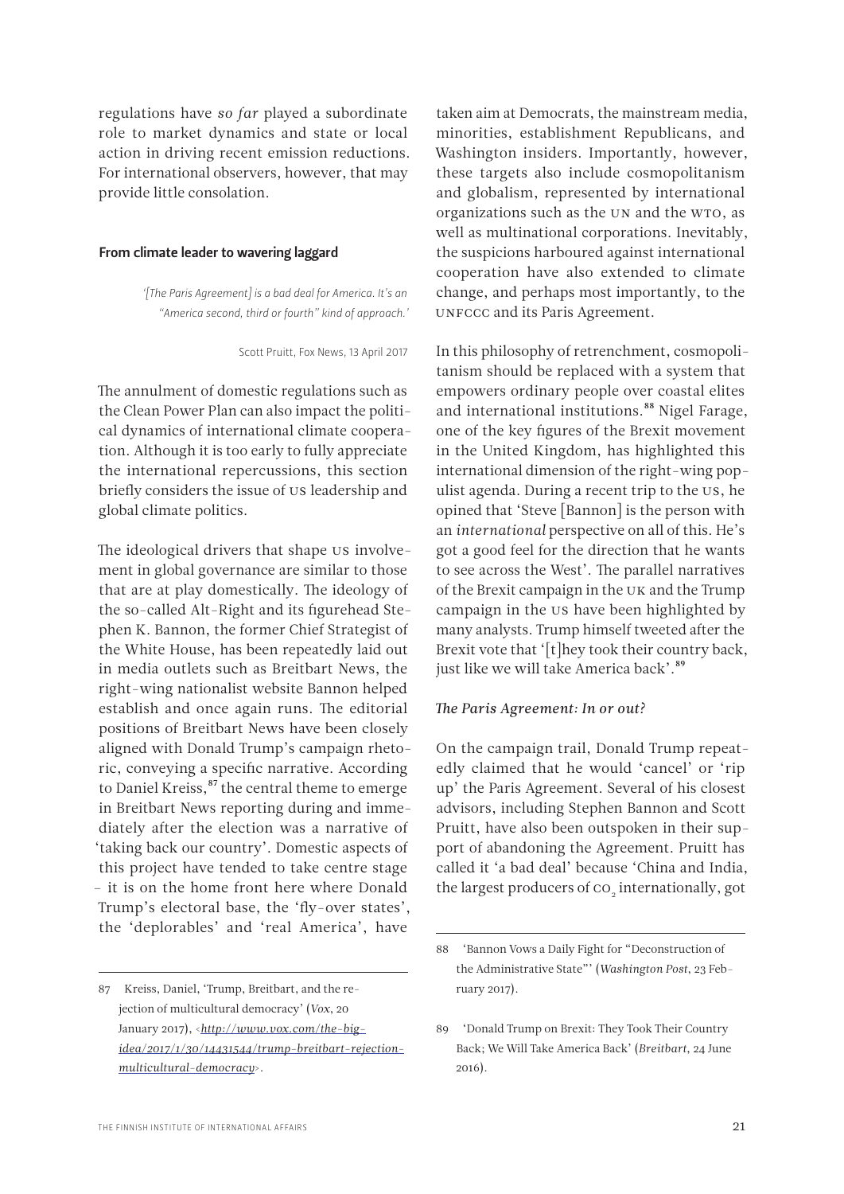regulations have *so far* played a subordinate role to market dynamics and state or local action in driving recent emission reductions. For international observers, however, that may provide little consolation.

### From climate leader to wavering laggard

> *'[The Paris Agreement] is a bad deal for America. It's an "America second, third or fourth" kind of approach.'*
>
> Scott Pruitt, Fox News, 13 April 2017

The annulment of domestic regulations such as the Clean Power Plan can also impact the political dynamics of international climate cooperation. Although it is too early to fully appreciate the international repercussions, this section briefly considers the issue of US leadership and global climate politics.

The ideological drivers that shape US involvement in global governance are similar to those that are at play domestically. The ideology of the so-called Alt-Right and its figurehead Stephen K. Bannon, the former Chief Strategist of the White House, has been repeatedly laid out in media outlets such as Breitbart News, the right-wing nationalist website Bannon helped establish and once again runs. The editorial positions of Breitbart News have been closely aligned with Donald Trump's campaign rhetoric, conveying a specific narrative. According to Daniel Kreiss,[87] the central theme to emerge in Breitbart News reporting during and immediately after the election was a narrative of 'taking back our country'. Domestic aspects of this project have tended to take centre stage – it is on the home front here where Donald Trump's electoral base, the 'fly-over states', the 'deplorables' and 'real America', have taken aim at Democrats, the mainstream media, minorities, establishment Republicans, and Washington insiders. Importantly, however, these targets also include cosmopolitanism and globalism, represented by international organizations such as the UN and the WTO, as well as multinational corporations. Inevitably, the suspicions harboured against international cooperation have also extended to climate change, and perhaps most importantly, to the UNFCCC and its Paris Agreement.

In this philosophy of retrenchment, cosmopolitanism should be replaced with a system that empowers ordinary people over coastal elites and international institutions.[88] Nigel Farage, one of the key figures of the Brexit movement in the United Kingdom, has highlighted this international dimension of the right-wing populist agenda. During a recent trip to the US, he opined that 'Steve [Bannon] is the person with an *international* perspective on all of this. He's got a good feel for the direction that he wants to see across the West'. The parallel narratives of the Brexit campaign in the UK and the Trump campaign in the US have been highlighted by many analysts. Trump himself tweeted after the Brexit vote that '[t]hey took their country back, just like we will take America back'.[89]

#### *The Paris Agreement: In or out?*

On the campaign trail, Donald Trump repeatedly claimed that he would 'cancel' or 'rip up' the Paris Agreement. Several of his closest advisors, including Stephen Bannon and Scott Pruitt, have also been outspoken in their support of abandoning the Agreement. Pruitt has called it 'a bad deal' because 'China and India, the largest producers of $CO_2$ internationally, got

---

87 Kreiss, Daniel, 'Trump, Breitbart, and the rejection of multicultural democracy' (*Vox*, 20 January 2017), <http://www.vox.com/the-big-idea/2017/1/30/14431544/trump-breitbart-rejection-multicultural-democracy>.

88 'Bannon Vows a Daily Fight for "Deconstruction of the Administrative State"' (*Washington Post*, 23 February 2017).

89 'Donald Trump on Brexit: They Took Their Country Back; We Will Take America Back' (*Breitbart*, 24 June 2016).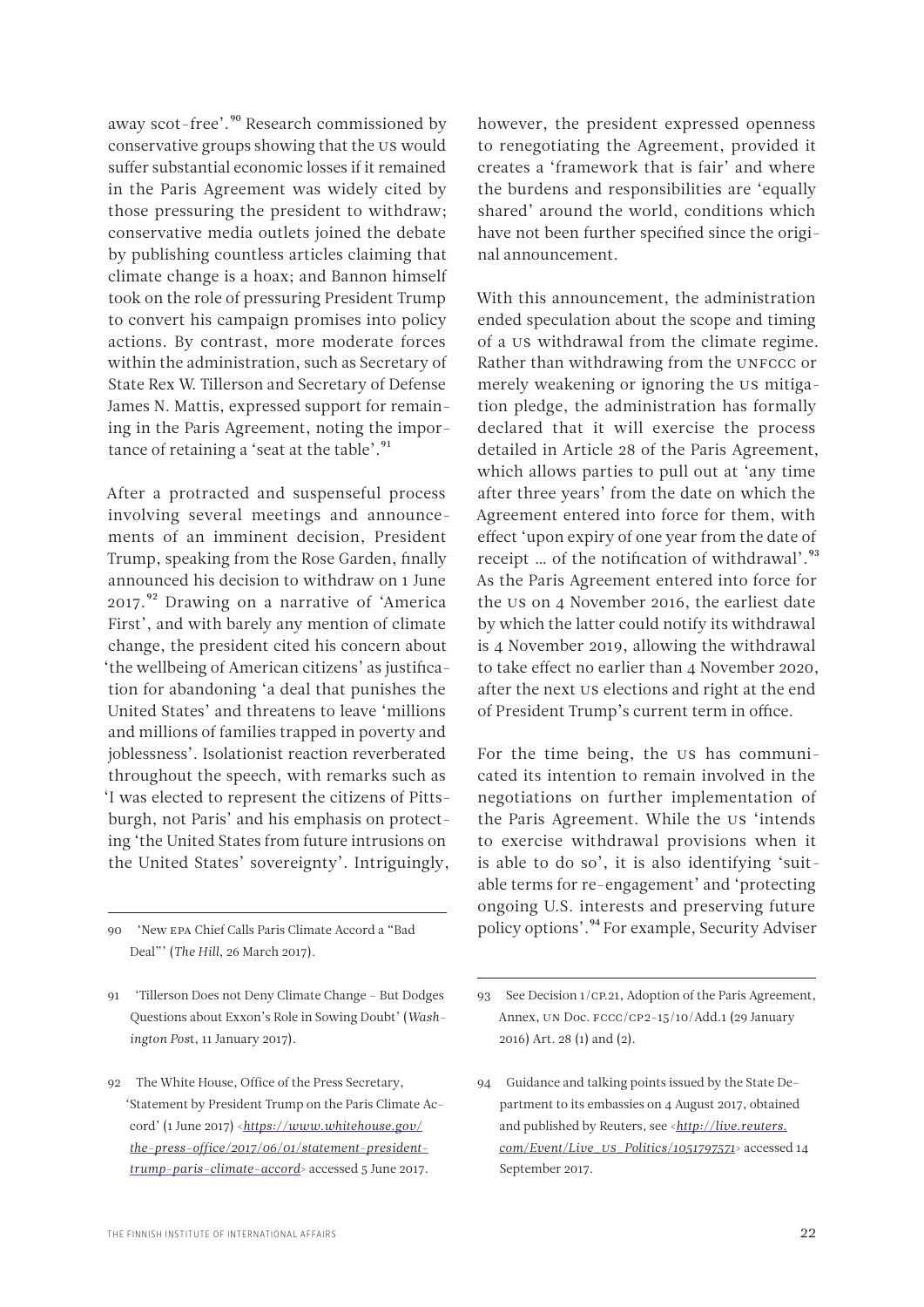away scot-free'.[90] Research commissioned by conservative groups showing that the US would suffer substantial economic losses if it remained in the Paris Agreement was widely cited by those pressuring the president to withdraw; conservative media outlets joined the debate by publishing countless articles claiming that climate change is a hoax; and Bannon himself took on the role of pressuring President Trump to convert his campaign promises into policy actions. By contrast, more moderate forces within the administration, such as Secretary of State Rex W. Tillerson and Secretary of Defense James N. Mattis, expressed support for remaining in the Paris Agreement, noting the importance of retaining a 'seat at the table'.[91]

After a protracted and suspenseful process involving several meetings and announcements of an imminent decision, President Trump, speaking from the Rose Garden, finally announced his decision to withdraw on 1 June 2017.[92] Drawing on a narrative of 'America First', and with barely any mention of climate change, the president cited his concern about 'the wellbeing of American citizens' as justification for abandoning 'a deal that punishes the United States' and threatens to leave 'millions and millions of families trapped in poverty and joblessness'. Isolationist reaction reverberated throughout the speech, with remarks such as 'I was elected to represent the citizens of Pittsburgh, not Paris' and his emphasis on protecting 'the United States from future intrusions on the United States' sovereignty'. Intriguingly, however, the president expressed openness to renegotiating the Agreement, provided it creates a 'framework that is fair' and where the burdens and responsibilities are 'equally shared' around the world, conditions which have not been further specified since the original announcement.

With this announcement, the administration ended speculation about the scope and timing of a US withdrawal from the climate regime. Rather than withdrawing from the UNFCCC or merely weakening or ignoring the US mitigation pledge, the administration has formally declared that it will exercise the process detailed in Article 28 of the Paris Agreement, which allows parties to pull out at 'any time after three years' from the date on which the Agreement entered into force for them, with effect 'upon expiry of one year from the date of receipt … of the notification of withdrawal'.[93] As the Paris Agreement entered into force for the US on 4 November 2016, the earliest date by which the latter could notify its withdrawal is 4 November 2019, allowing the withdrawal to take effect no earlier than 4 November 2020, after the next US elections and right at the end of President Trump's current term in office.

For the time being, the US has communicated its intention to remain involved in the negotiations on further implementation of the Paris Agreement. While the US 'intends to exercise withdrawal provisions when it is able to do so', it is also identifying 'suitable terms for re-engagement' and 'protecting ongoing U.S. interests and preserving future policy options'.[94] For example, Security Adviser

---

90 'New EPA Chief Calls Paris Climate Accord a "Bad Deal"' (*The Hill*, 26 March 2017).

91 'Tillerson Does not Deny Climate Change – But Dodges Questions about Exxon's Role in Sowing Doubt' (*Washington Post*, 11 January 2017).

92 The White House, Office of the Press Secretary, 'Statement by President Trump on the Paris Climate Accord' (1 June 2017) <https://www.whitehouse.gov/the-press-office/2017/06/01/statement-president-trump-paris-climate-accord> accessed 5 June 2017.

93 See Decision 1/CP.21, Adoption of the Paris Agreement, Annex, UN Doc. FCCC/CP2-15/10/Add.1 (29 January 2016) Art. 28 (1) and (2).

94 Guidance and talking points issued by the State Department to its embassies on 4 August 2017, obtained and published by Reuters, see <http://live.reuters.com/Event/Live_US_Politics/1051797571> accessed 14 September 2017.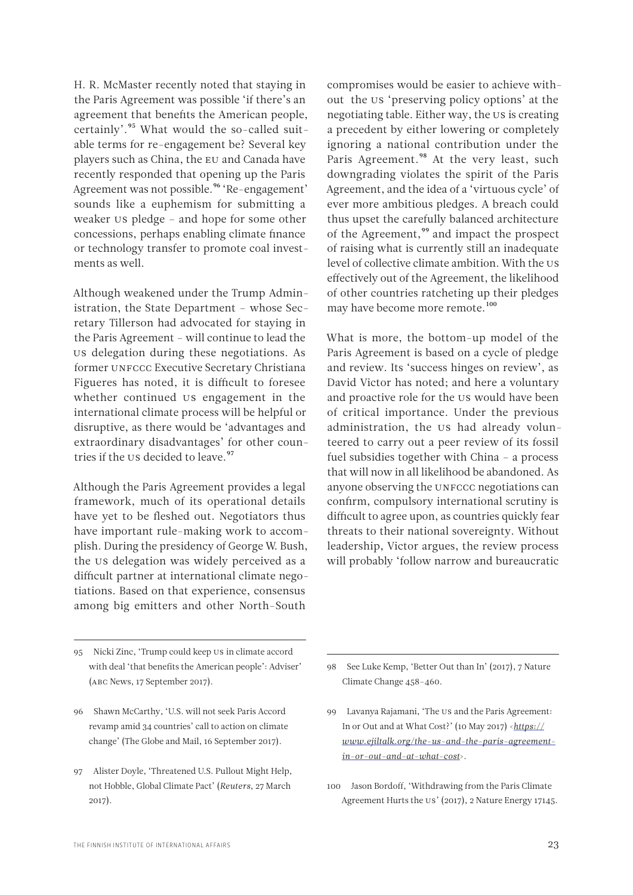H. R. McMaster recently noted that staying in the Paris Agreement was possible 'if there's an agreement that benefits the American people, certainly'.[95] What would the so-called suitable terms for re-engagement be? Several key players such as China, the EU and Canada have recently responded that opening up the Paris Agreement was not possible.[96] 'Re-engagement' sounds like a euphemism for submitting a weaker US pledge – and hope for some other concessions, perhaps enabling climate finance or technology transfer to promote coal investments as well.

Although weakened under the Trump Administration, the State Department – whose Secretary Tillerson had advocated for staying in the Paris Agreement – will continue to lead the US delegation during these negotiations. As former UNFCCC Executive Secretary Christiana Figueres has noted, it is difficult to foresee whether continued US engagement in the international climate process will be helpful or disruptive, as there would be 'advantages and extraordinary disadvantages' for other countries if the US decided to leave.[97]

Although the Paris Agreement provides a legal framework, much of its operational details have yet to be fleshed out. Negotiators thus have important rule-making work to accomplish. During the presidency of George W. Bush, the US delegation was widely perceived as a difficult partner at international climate negotiations. Based on that experience, consensus among big emitters and other North-South compromises would be easier to achieve without the US 'preserving policy options' at the negotiating table. Either way, the US is creating a precedent by either lowering or completely ignoring a national contribution under the Paris Agreement.[98] At the very least, such downgrading violates the spirit of the Paris Agreement, and the idea of a 'virtuous cycle' of ever more ambitious pledges. A breach could thus upset the carefully balanced architecture of the Agreement,[99] and impact the prospect of raising what is currently still an inadequate level of collective climate ambition. With the US effectively out of the Agreement, the likelihood of other countries ratcheting up their pledges may have become more remote.[100]

What is more, the bottom-up model of the Paris Agreement is based on a cycle of pledge and review. Its 'success hinges on review', as David Victor has noted; and here a voluntary and proactive role for the US would have been of critical importance. Under the previous administration, the US had already volunteered to carry out a peer review of its fossil fuel subsidies together with China – a process that will now in all likelihood be abandoned. As anyone observing the UNFCCC negotiations can confirm, compulsory international scrutiny is difficult to agree upon, as countries quickly fear threats to their national sovereignty. Without leadership, Victor argues, the review process will probably 'follow narrow and bureaucratic

---

95 Nicki Zinc, 'Trump could keep US in climate accord with deal 'that benefits the American people': Adviser' (ABC News, 17 September 2017).

96 Shawn McCarthy, 'U.S. will not seek Paris Accord revamp amid 34 countries' call to action on climate change' (The Globe and Mail, 16 September 2017).

97 Alister Doyle, 'Threatened U.S. Pullout Might Help, not Hobble, Global Climate Pact' (*Reuters*, 27 March 2017).

98 See Luke Kemp, 'Better Out than In' (2017), 7 Nature Climate Change 458–460.

99 Lavanya Rajamani, 'The US and the Paris Agreement: In or Out and at What Cost?' (10 May 2017) <*https://www.ejiltalk.org/the-us-and-the-paris-agreement-in-or-out-and-at-what-cost*>.

100 Jason Bordoff, 'Withdrawing from the Paris Climate Agreement Hurts the US' (2017), 2 Nature Energy 17145.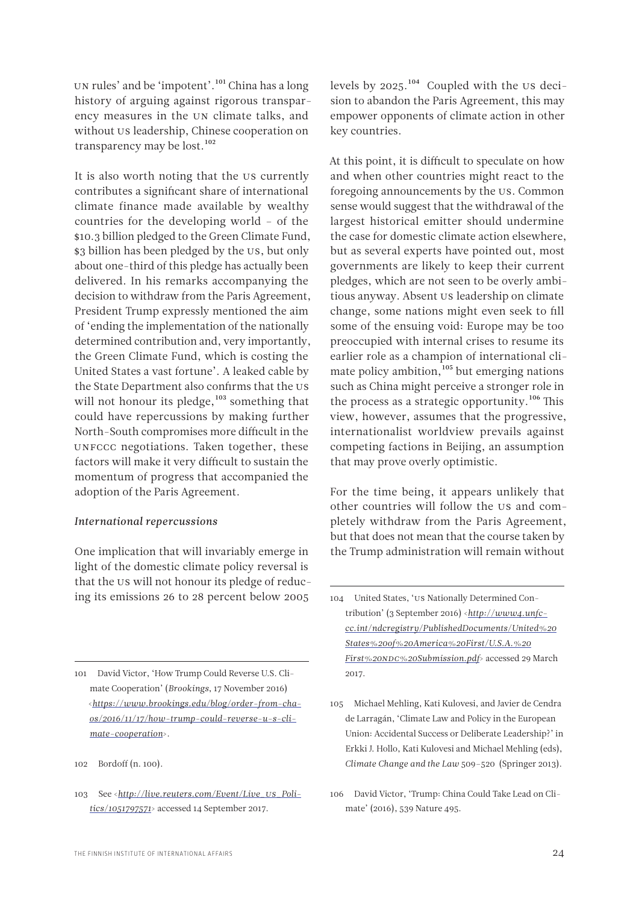UN rules' and be 'impotent'.[101] China has a long history of arguing against rigorous transparency measures in the UN climate talks, and without US leadership, Chinese cooperation on transparency may be lost.[102]

It is also worth noting that the US currently contributes a significant share of international climate finance made available by wealthy countries for the developing world – of the $10.3 billion pledged to the Green Climate Fund, $3 billion has been pledged by the US, but only about one-third of this pledge has actually been delivered. In his remarks accompanying the decision to withdraw from the Paris Agreement, President Trump expressly mentioned the aim of 'ending the implementation of the nationally determined contribution and, very importantly, the Green Climate Fund, which is costing the United States a vast fortune'. A leaked cable by the State Department also confirms that the US will not honour its pledge,[103] something that could have repercussions by making further North-South compromises more difficult in the UNFCCC negotiations. Taken together, these factors will make it very difficult to sustain the momentum of progress that accompanied the adoption of the Paris Agreement.

*International repercussions*

One implication that will invariably emerge in light of the domestic climate policy reversal is that the US will not honour its pledge of reducing its emissions 26 to 28 percent below 2005 levels by 2025.[104] Coupled with the US decision to abandon the Paris Agreement, this may empower opponents of climate action in other key countries.

At this point, it is difficult to speculate on how and when other countries might react to the foregoing announcements by the US. Common sense would suggest that the withdrawal of the largest historical emitter should undermine the case for domestic climate action elsewhere, but as several experts have pointed out, most governments are likely to keep their current pledges, which are not seen to be overly ambitious anyway. Absent US leadership on climate change, some nations might even seek to fill some of the ensuing void: Europe may be too preoccupied with internal crises to resume its earlier role as a champion of international climate policy ambition,[105] but emerging nations such as China might perceive a stronger role in the process as a strategic opportunity.[106] This view, however, assumes that the progressive, internationalist worldview prevails against competing factions in Beijing, an assumption that may prove overly optimistic.

For the time being, it appears unlikely that other countries will follow the US and completely withdraw from the Paris Agreement, but that does not mean that the course taken by the Trump administration will remain without

---

101 David Victor, 'How Trump Could Reverse U.S. Climate Cooperation' (*Brookings*, 17 November 2016) <*https://www.brookings.edu/blog/order-from-chaos/2016/11/17/how-trump-could-reverse-u-s-climate-cooperation*>.

102 Bordoff (n. 100).

103 See <*http://live.reuters.com/Event/Live_US_Politics/1051797571*> accessed 14 September 2017.

104 United States, 'US Nationally Determined Contribution' (3 September 2016) <*http://www4.unfccc.int/ndcregistry/PublishedDocuments/United%20States%20of%20America%20First/U.S.A.%20First%20NDC%20Submission.pdf*> accessed 29 March 2017.

105 Michael Mehling, Kati Kulovesi, and Javier de Cendra de Larragán, 'Climate Law and Policy in the European Union: Accidental Success or Deliberate Leadership?' in Erkki J. Hollo, Kati Kulovesi and Michael Mehling (eds), *Climate Change and the Law* 509–520 (Springer 2013).

106 David Victor, 'Trump: China Could Take Lead on Climate' (2016), 539 Nature 495.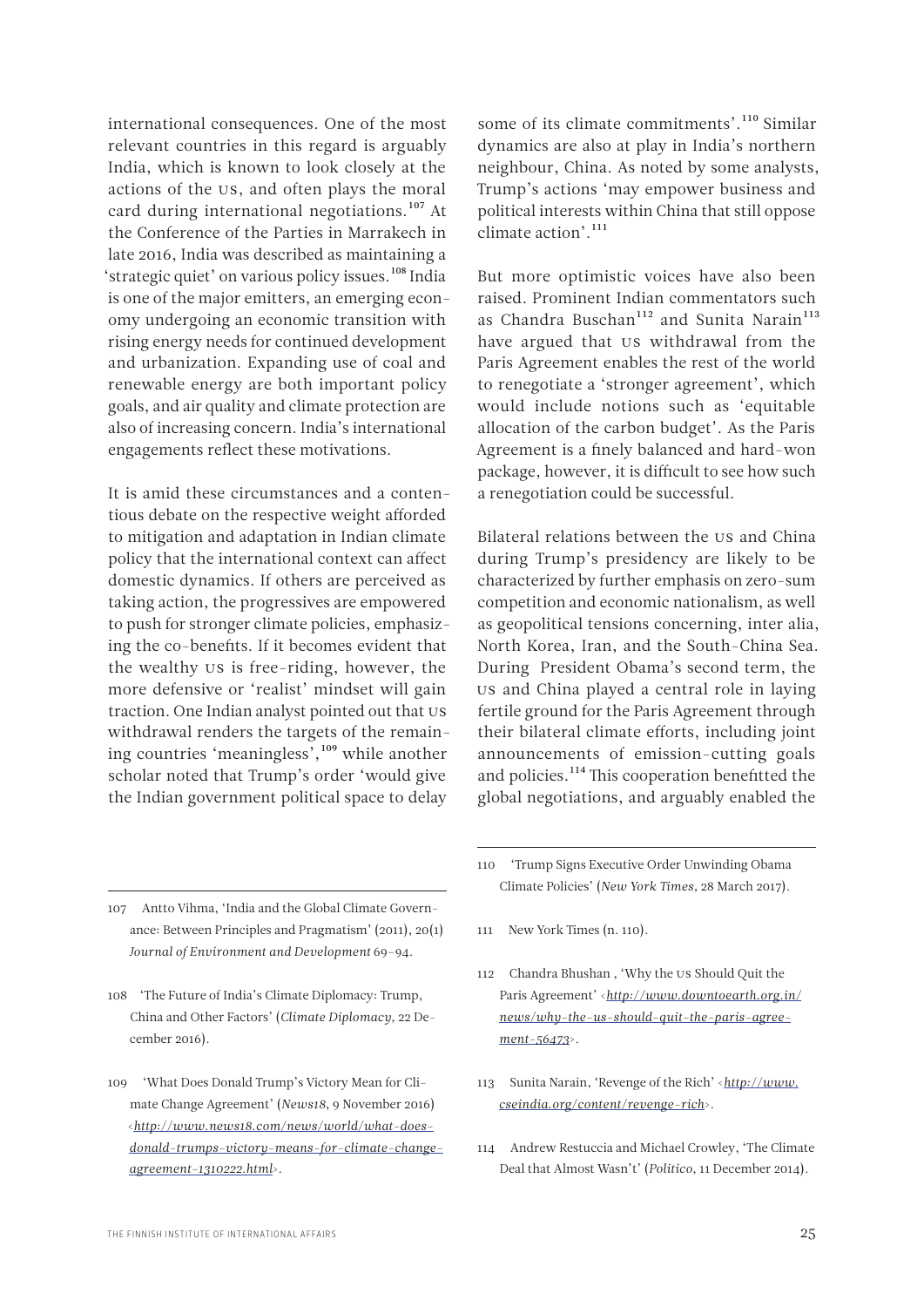international consequences. One of the most relevant countries in this regard is arguably India, which is known to look closely at the actions of the US, and often plays the moral card during international negotiations.[107] At the Conference of the Parties in Marrakech in late 2016, India was described as maintaining a 'strategic quiet' on various policy issues.[108] India is one of the major emitters, an emerging economy undergoing an economic transition with rising energy needs for continued development and urbanization. Expanding use of coal and renewable energy are both important policy goals, and air quality and climate protection are also of increasing concern. India's international engagements reflect these motivations.

It is amid these circumstances and a contentious debate on the respective weight afforded to mitigation and adaptation in Indian climate policy that the international context can affect domestic dynamics. If others are perceived as taking action, the progressives are empowered to push for stronger climate policies, emphasizing the co-benefits. If it becomes evident that the wealthy US is free-riding, however, the more defensive or 'realist' mindset will gain traction. One Indian analyst pointed out that US withdrawal renders the targets of the remaining countries 'meaningless',[109] while another scholar noted that Trump's order 'would give the Indian government political space to delay some of its climate commitments'.[110] Similar dynamics are also at play in India's northern neighbour, China. As noted by some analysts, Trump's actions 'may empower business and political interests within China that still oppose climate action'.[111]

But more optimistic voices have also been raised. Prominent Indian commentators such as Chandra Buschan[112] and Sunita Narain[113] have argued that US withdrawal from the Paris Agreement enables the rest of the world to renegotiate a 'stronger agreement', which would include notions such as 'equitable allocation of the carbon budget'. As the Paris Agreement is a finely balanced and hard-won package, however, it is difficult to see how such a renegotiation could be successful.

Bilateral relations between the US and China during Trump's presidency are likely to be characterized by further emphasis on zero-sum competition and economic nationalism, as well as geopolitical tensions concerning, inter alia, North Korea, Iran, and the South-China Sea. During President Obama's second term, the US and China played a central role in laying fertile ground for the Paris Agreement through their bilateral climate efforts, including joint announcements of emission-cutting goals and policies.[114] This cooperation benefitted the global negotiations, and arguably enabled the

---

107 Antto Vihma, 'India and the Global Climate Governance: Between Principles and Pragmatism' (2011), 20(1) *Journal of Environment and Development* 69–94.

108 'The Future of India's Climate Diplomacy: Trump, China and Other Factors' (*Climate Diplomacy,* 22 December 2016).

109 'What Does Donald Trump's Victory Mean for Climate Change Agreement' (*News18*, 9 November 2016) <http://www.news18.com/news/world/what-does-donald-trumps-victory-means-for-climate-change-agreement-1310222.html>.

110 'Trump Signs Executive Order Unwinding Obama Climate Policies' (*New York Times*, 28 March 2017).

111 New York Times (n. 110).

112 Chandra Bhushan , 'Why the US Should Quit the Paris Agreement' <http://www.downtoearth.org.in/news/why-the-us-should-quit-the-paris-agreement-56473>.

113 Sunita Narain, 'Revenge of the Rich' <http://www.cseindia.org/content/revenge-rich>.

114 Andrew Restuccia and Michael Crowley, 'The Climate Deal that Almost Wasn't' (*Politico*, 11 December 2014).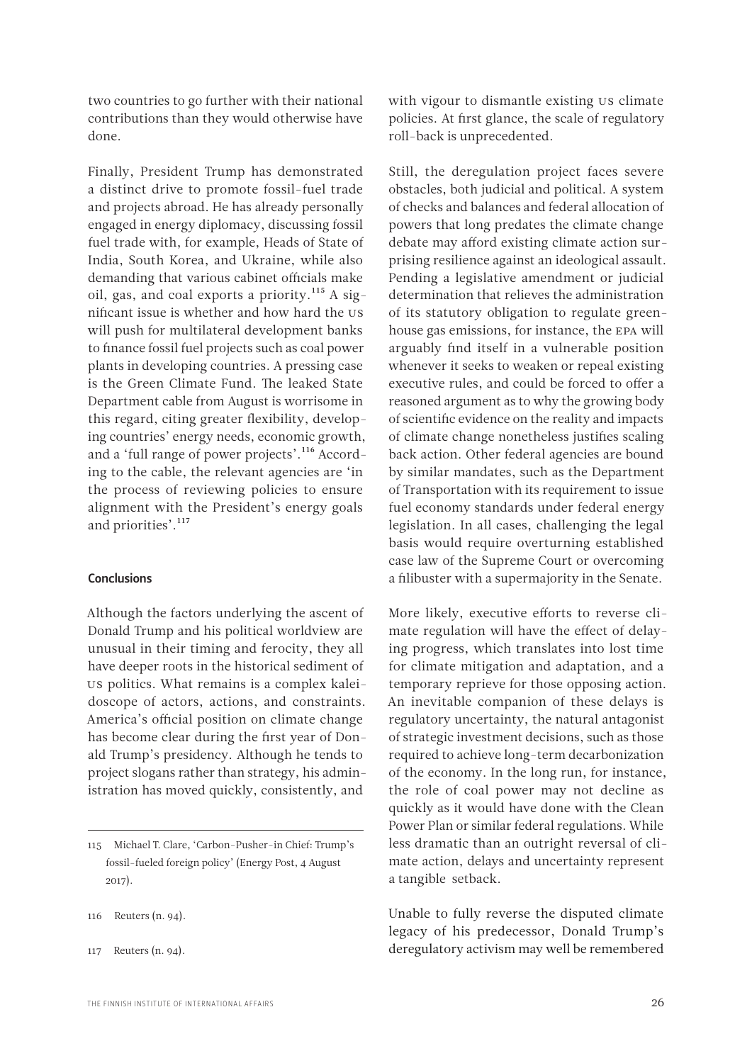two countries to go further with their national contributions than they would otherwise have done.

Finally, President Trump has demonstrated a distinct drive to promote fossil-fuel trade and projects abroad. He has already personally engaged in energy diplomacy, discussing fossil fuel trade with, for example, Heads of State of India, South Korea, and Ukraine, while also demanding that various cabinet officials make oil, gas, and coal exports a priority.[115] A significant issue is whether and how hard the US will push for multilateral development banks to finance fossil fuel projects such as coal power plants in developing countries. A pressing case is the Green Climate Fund. The leaked State Department cable from August is worrisome in this regard, citing greater flexibility, developing countries' energy needs, economic growth, and a 'full range of power projects'.[116] According to the cable, the relevant agencies are 'in the process of reviewing policies to ensure alignment with the President's energy goals and priorities'.[117]

#### Conclusions

Although the factors underlying the ascent of Donald Trump and his political worldview are unusual in their timing and ferocity, they all have deeper roots in the historical sediment of US politics. What remains is a complex kaleidoscope of actors, actions, and constraints. America's official position on climate change has become clear during the first year of Donald Trump's presidency. Although he tends to project slogans rather than strategy, his administration has moved quickly, consistently, and with vigour to dismantle existing US climate policies. At first glance, the scale of regulatory roll-back is unprecedented.

Still, the deregulation project faces severe obstacles, both judicial and political. A system of checks and balances and federal allocation of powers that long predates the climate change debate may afford existing climate action surprising resilience against an ideological assault. Pending a legislative amendment or judicial determination that relieves the administration of its statutory obligation to regulate greenhouse gas emissions, for instance, the EPA will arguably find itself in a vulnerable position whenever it seeks to weaken or repeal existing executive rules, and could be forced to offer a reasoned argument as to why the growing body of scientific evidence on the reality and impacts of climate change nonetheless justifies scaling back action. Other federal agencies are bound by similar mandates, such as the Department of Transportation with its requirement to issue fuel economy standards under federal energy legislation. In all cases, challenging the legal basis would require overturning established case law of the Supreme Court or overcoming a filibuster with a supermajority in the Senate.

More likely, executive efforts to reverse climate regulation will have the effect of delaying progress, which translates into lost time for climate mitigation and adaptation, and a temporary reprieve for those opposing action. An inevitable companion of these delays is regulatory uncertainty, the natural antagonist of strategic investment decisions, such as those required to achieve long-term decarbonization of the economy. In the long run, for instance, the role of coal power may not decline as quickly as it would have done with the Clean Power Plan or similar federal regulations. While less dramatic than an outright reversal of climate action, delays and uncertainty represent a tangible setback.

Unable to fully reverse the disputed climate legacy of his predecessor, Donald Trump's deregulatory activism may well be remembered

---

115 Michael T. Clare, 'Carbon-Pusher-in Chief: Trump's fossil-fueled foreign policy' (Energy Post, 4 August 2017).

116 Reuters (n. 94).

117 Reuters (n. 94).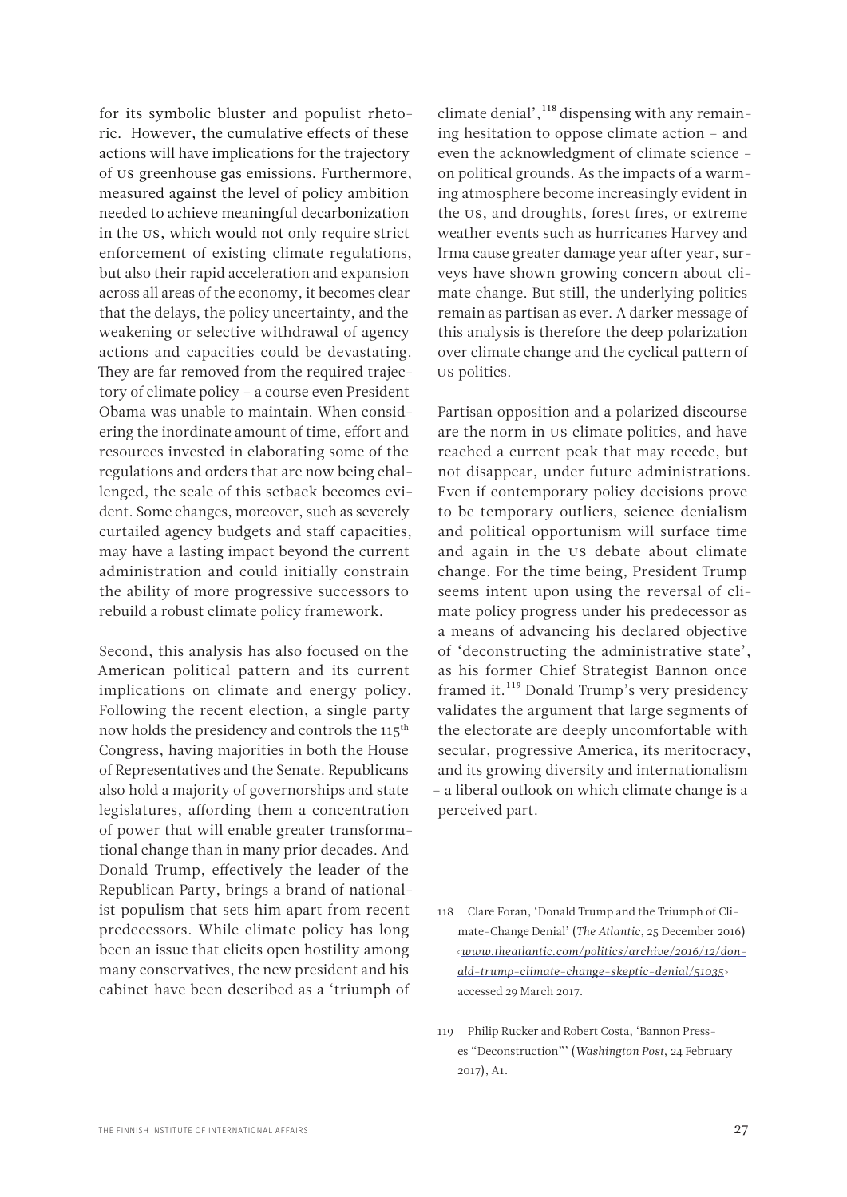for its symbolic bluster and populist rhetoric. However, the cumulative effects of these actions will have implications for the trajectory of US greenhouse gas emissions. Furthermore, measured against the level of policy ambition needed to achieve meaningful decarbonization in the US, which would not only require strict enforcement of existing climate regulations, but also their rapid acceleration and expansion across all areas of the economy, it becomes clear that the delays, the policy uncertainty, and the weakening or selective withdrawal of agency actions and capacities could be devastating. They are far removed from the required trajectory of climate policy – a course even President Obama was unable to maintain. When considering the inordinate amount of time, effort and resources invested in elaborating some of the regulations and orders that are now being challenged, the scale of this setback becomes evident. Some changes, moreover, such as severely curtailed agency budgets and staff capacities, may have a lasting impact beyond the current administration and could initially constrain the ability of more progressive successors to rebuild a robust climate policy framework.

Second, this analysis has also focused on the American political pattern and its current implications on climate and energy policy. Following the recent election, a single party now holds the presidency and controls the 115th Congress, having majorities in both the House of Representatives and the Senate. Republicans also hold a majority of governorships and state legislatures, affording them a concentration of power that will enable greater transformational change than in many prior decades. And Donald Trump, effectively the leader of the Republican Party, brings a brand of nationalist populism that sets him apart from recent predecessors. While climate policy has long been an issue that elicits open hostility among many conservatives, the new president and his cabinet have been described as a 'triumph of climate denial',[118] dispensing with any remaining hesitation to oppose climate action – and even the acknowledgment of climate science – on political grounds. As the impacts of a warming atmosphere become increasingly evident in the US, and droughts, forest fires, or extreme weather events such as hurricanes Harvey and Irma cause greater damage year after year, surveys have shown growing concern about climate change. But still, the underlying politics remain as partisan as ever. A darker message of this analysis is therefore the deep polarization over climate change and the cyclical pattern of US politics.

Partisan opposition and a polarized discourse are the norm in US climate politics, and have reached a current peak that may recede, but not disappear, under future administrations. Even if contemporary policy decisions prove to be temporary outliers, science denialism and political opportunism will surface time and again in the US debate about climate change. For the time being, President Trump seems intent upon using the reversal of climate policy progress under his predecessor as a means of advancing his declared objective of 'deconstructing the administrative state', as his former Chief Strategist Bannon once framed it.[119] Donald Trump's very presidency validates the argument that large segments of the electorate are deeply uncomfortable with secular, progressive America, its meritocracy, and its growing diversity and internationalism – a liberal outlook on which climate change is a perceived part.

---

118 Clare Foran, 'Donald Trump and the Triumph of Climate-Change Denial' (*The Atlantic*, 25 December 2016) <www.theatlantic.com/politics/archive/2016/12/donald-trump-climate-change-skeptic-denial/51035> accessed 29 March 2017.

119 Philip Rucker and Robert Costa, 'Bannon Presses "Deconstruction"' (*Washington Post*, 24 February 2017), A1.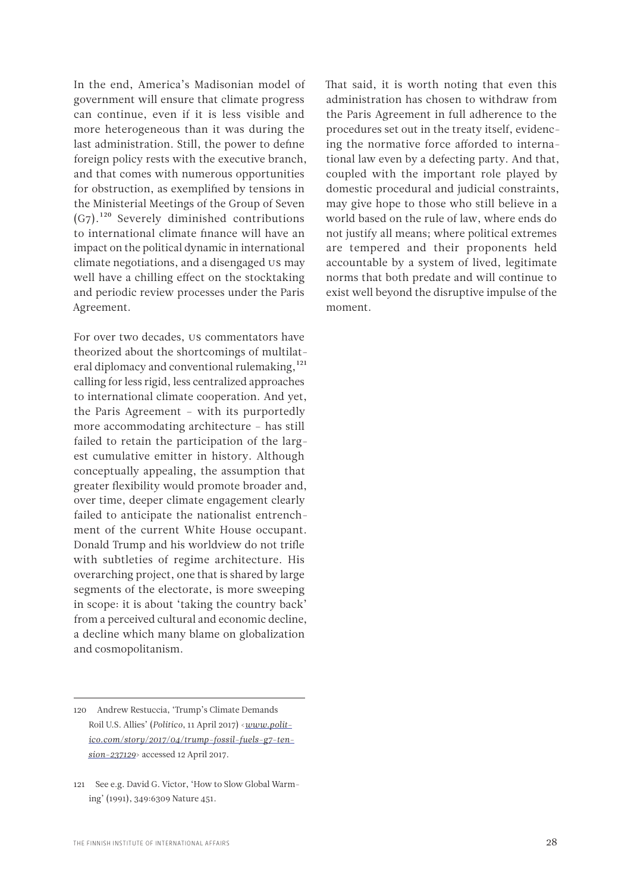In the end, America's Madisonian model of government will ensure that climate progress can continue, even if it is less visible and more heterogeneous than it was during the last administration. Still, the power to define foreign policy rests with the executive branch, and that comes with numerous opportunities for obstruction, as exemplified by tensions in the Ministerial Meetings of the Group of Seven (G7).[120] Severely diminished contributions to international climate finance will have an impact on the political dynamic in international climate negotiations, and a disengaged US may well have a chilling effect on the stocktaking and periodic review processes under the Paris Agreement.

For over two decades, US commentators have theorized about the shortcomings of multilateral diplomacy and conventional rulemaking,[121] calling for less rigid, less centralized approaches to international climate cooperation. And yet, the Paris Agreement – with its purportedly more accommodating architecture – has still failed to retain the participation of the largest cumulative emitter in history. Although conceptually appealing, the assumption that greater flexibility would promote broader and, over time, deeper climate engagement clearly failed to anticipate the nationalist entrenchment of the current White House occupant. Donald Trump and his worldview do not trifle with subtleties of regime architecture. His overarching project, one that is shared by large segments of the electorate, is more sweeping in scope: it is about 'taking the country back' from a perceived cultural and economic decline, a decline which many blame on globalization and cosmopolitanism.

That said, it is worth noting that even this administration has chosen to withdraw from the Paris Agreement in full adherence to the procedures set out in the treaty itself, evidencing the normative force afforded to international law even by a defecting party. And that, coupled with the important role played by domestic procedural and judicial constraints, may give hope to those who still believe in a world based on the rule of law, where ends do not justify all means; where political extremes are tempered and their proponents held accountable by a system of lived, legitimate norms that both predate and will continue to exist well beyond the disruptive impulse of the moment.

---

120 Andrew Restuccia, 'Trump's Climate Demands Roil U.S. Allies' (*Politico*, 11 April 2017) <*www.politico.com/story/2017/04/trump-fossil-fuels-g7-tension-237129*> accessed 12 April 2017.

121 See e.g. David G. Victor, 'How to Slow Global Warming' (1991), 349:6309 Nature 451.